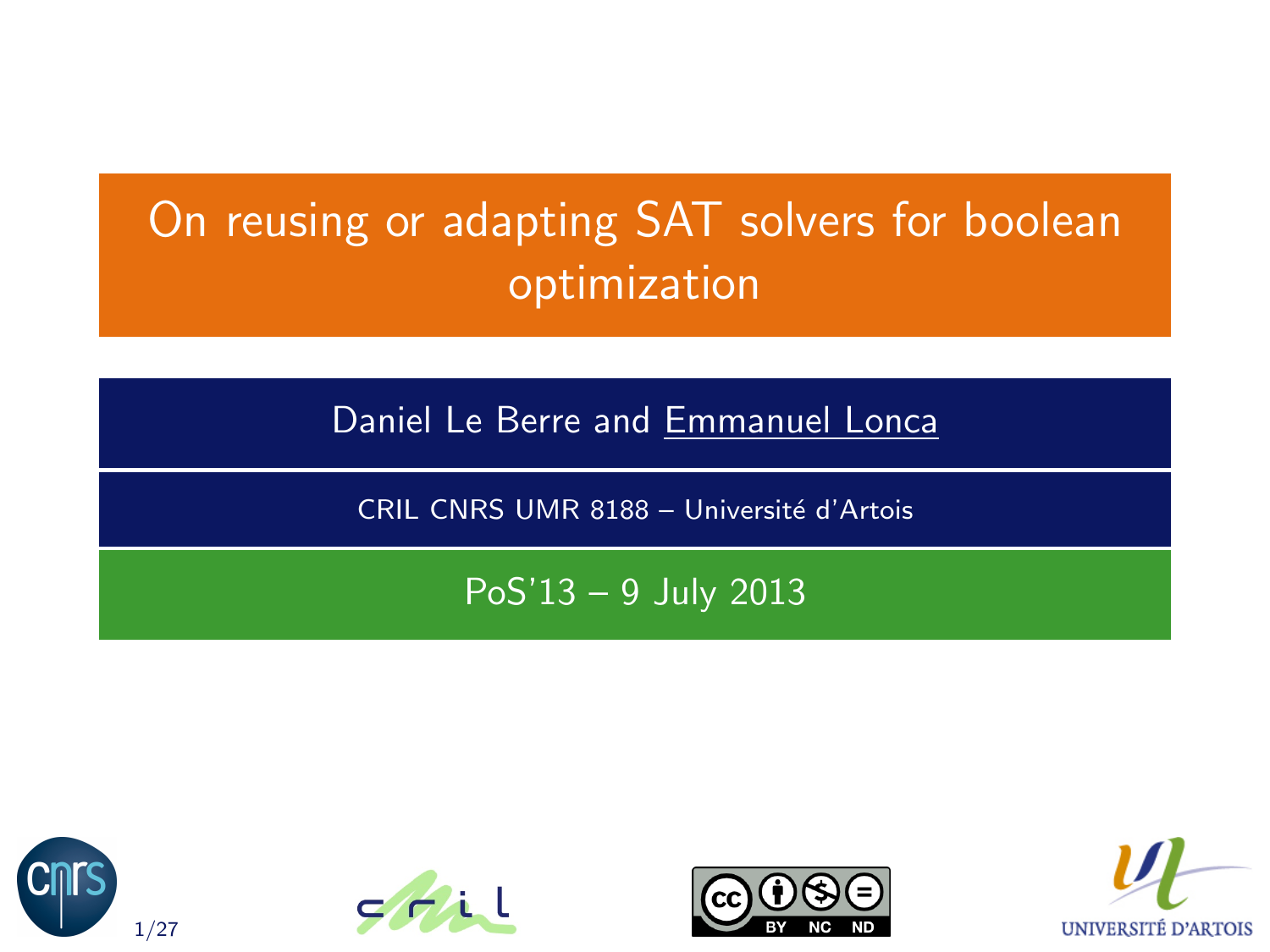# On reusing or adapting SAT solvers for boolean optimization

Daniel Le Berre and Emmanuel Lonca

CRIL CNRS UMR 8188 – Université d'Artois

PoS'13 – 9 July 2013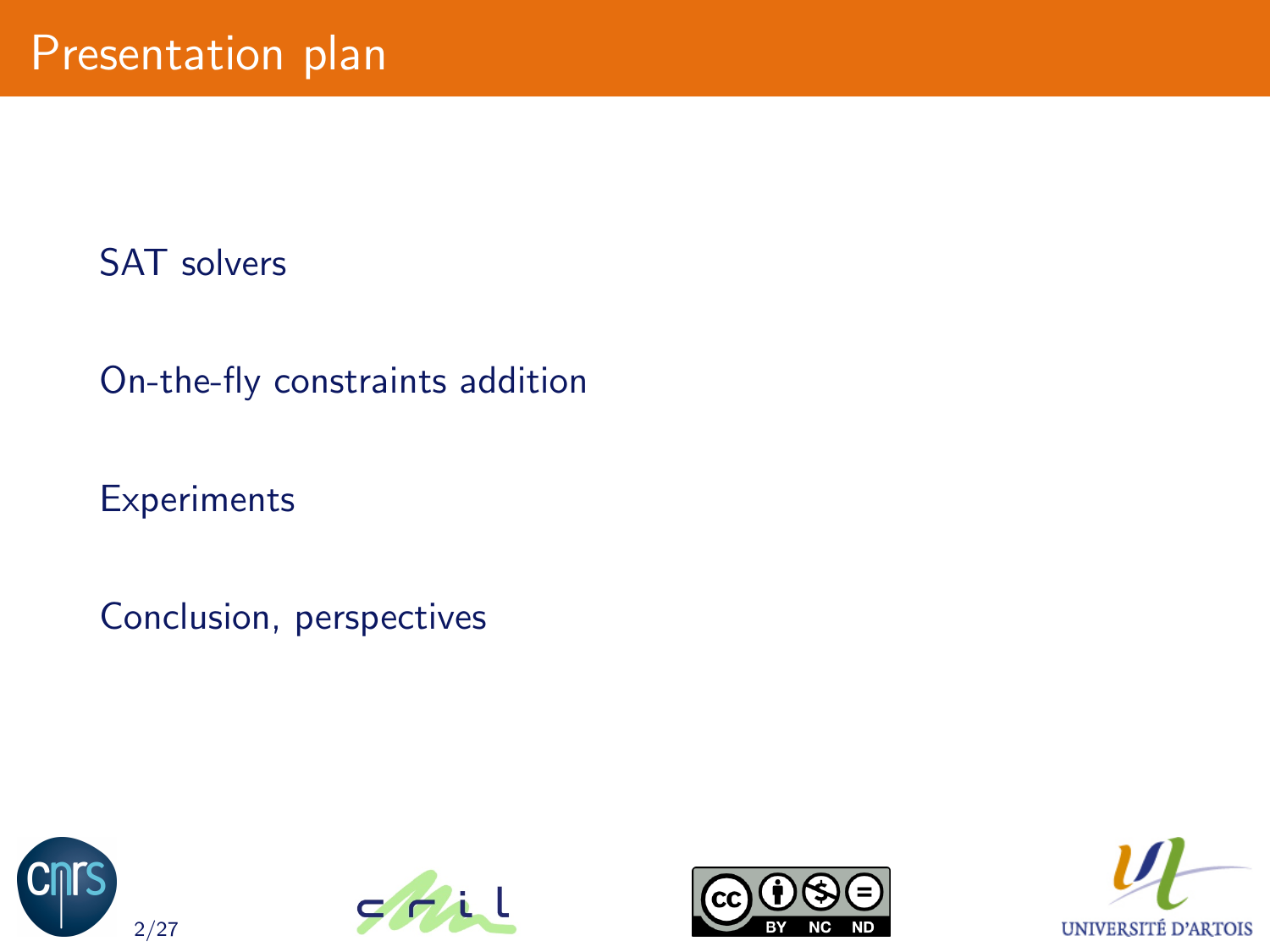# Presentation plan

SAT solvers

On-the-fly constraints addition

Experiments

Conclusion, perspectives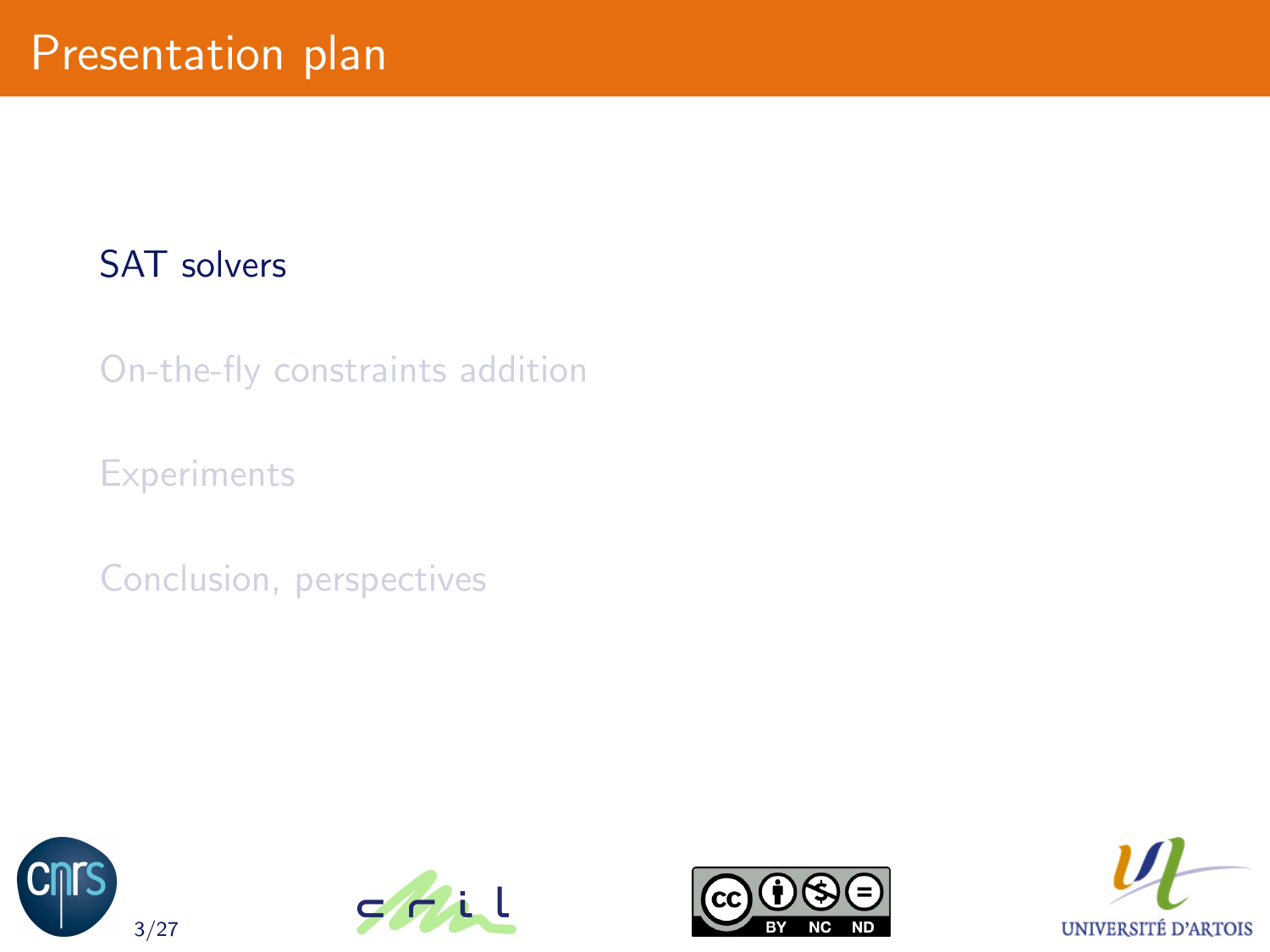# Presentation plan

SAT solvers

On-the-fly constraints addition

Experiments

Conclusion, perspectives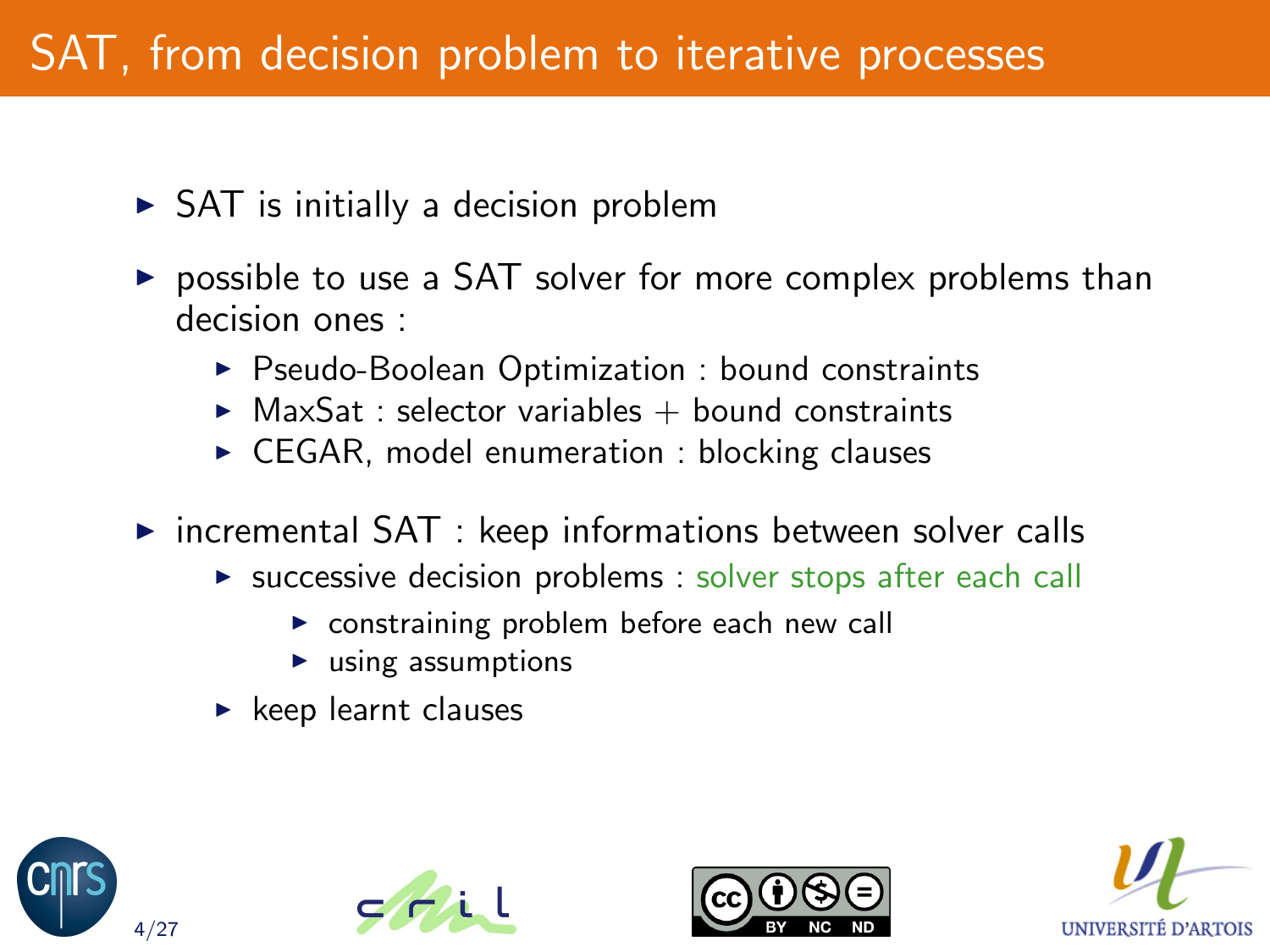# SAT, from decision problem to iterative processes

- SAT is initially a decision problem
- possible to use a SAT solver for more complex problems than decision ones :
  - Pseudo-Boolean Optimization : bound constraints
  - MaxSat : selector variables + bound constraints
  - CEGAR, model enumeration : blocking clauses
- incremental SAT : keep informations between solver calls
  - successive decision problems : solver stops after each call
    - constraining problem before each new call
    - using assumptions
  - keep learnt clauses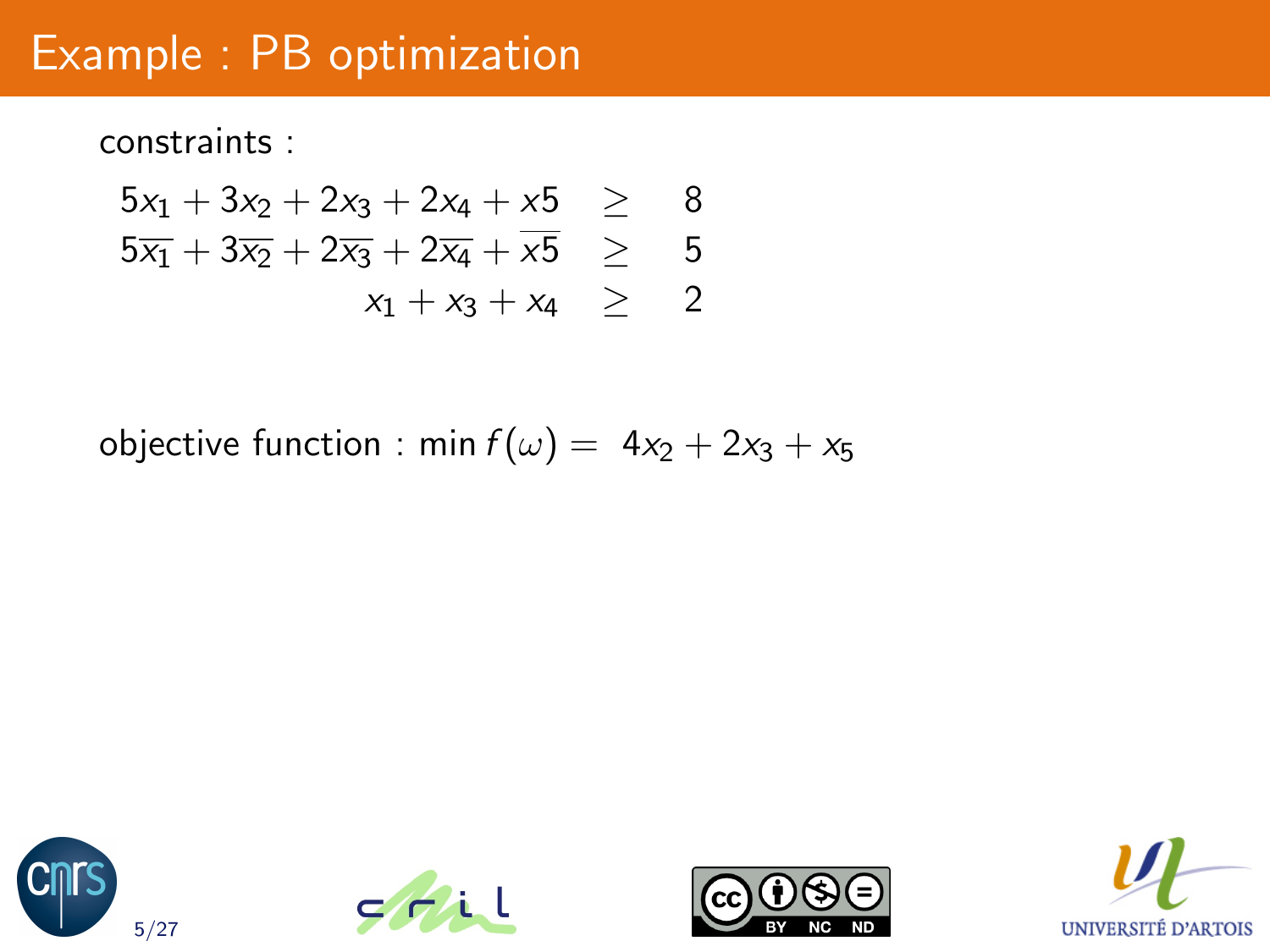# Example : PB optimization

constraints :

$$
\begin{array}{rcl}
5x_1 + 3x_2 + 2x_3 + 2x_4 + x5 & \geq & 8 \\
5\overline{x_1} + 3\overline{x_2} + 2\overline{x_3} + 2\overline{x_4} + \overline{x5} & \geq & 5 \\
x_1 + x_3 + x_4 & \geq & 2
\end{array}
$$

objective function : $\min f(\omega) = \; 4x_2 + 2x_3 + x_5$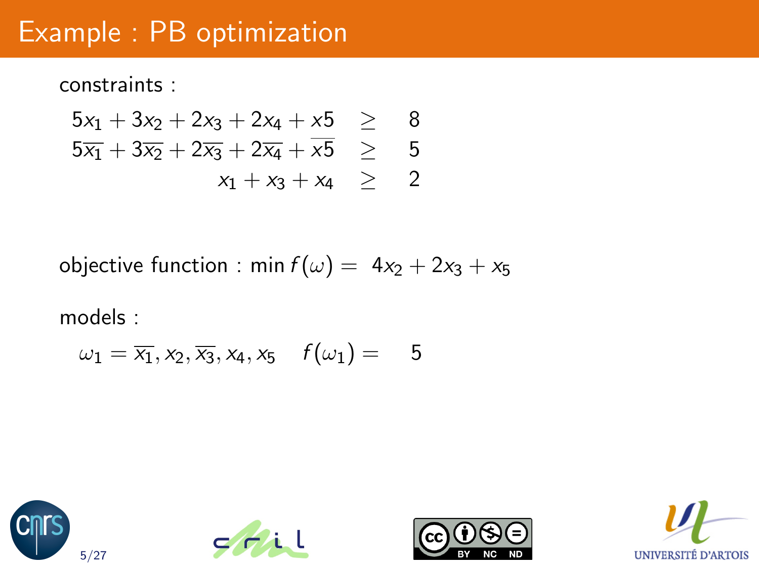# Example : PB optimization

constraints :

$$
\begin{aligned}
5x_1 + 3x_2 + 2x_3 + 2x_4 + x5 &\geq 8 \\
5\overline{x_1} + 3\overline{x_2} + 2\overline{x_3} + 2\overline{x_4} + \overline{x5} &\geq 5 \\
x_1 + x_3 + x_4 &\geq 2
\end{aligned}
$$

objective function : $\min f(\omega) = 4x_2 + 2x_3 + x_5$

models :

$$\omega_1 = \overline{x_1}, x_2, \overline{x_3}, x_4, x_5 \quad f(\omega_1) = 5$$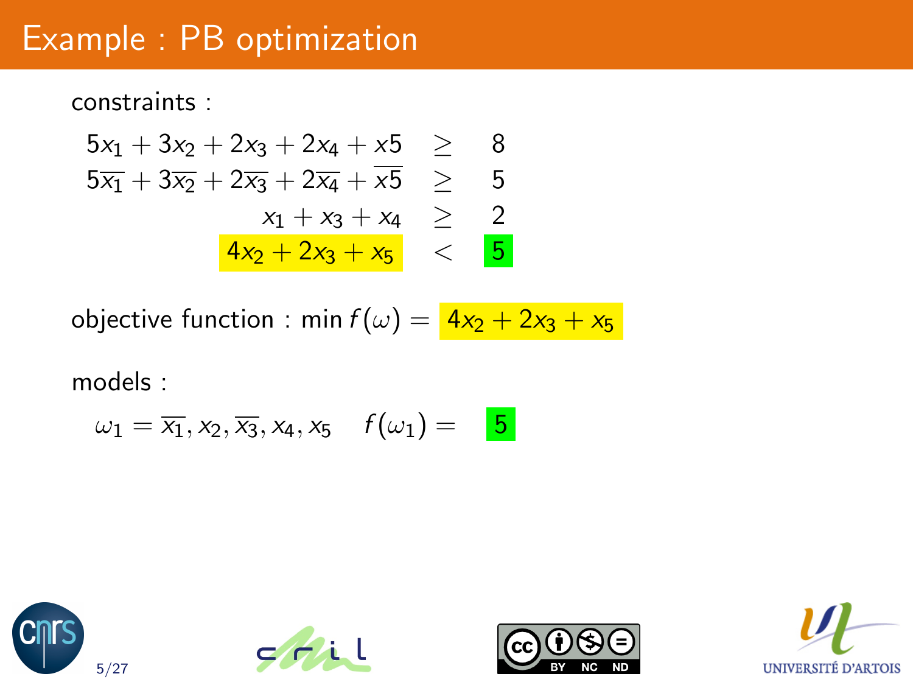# Example : PB optimization

constraints :

$$
\begin{array}{rcl}
5x_1 + 3x_2 + 2x_3 + 2x_4 + x5 & \geq & 8 \\
5\overline{x_1} + 3\overline{x_2} + 2\overline{x_3} + 2\overline{x_4} + \overline{x5} & \geq & 5 \\
x_1 + x_3 + x_4 & \geq & 2 \\
4x_2 + 2x_3 + x_5 & < & 5
\end{array}
$$

objective function : $\min f(\omega) = 4x_2 + 2x_3 + x_5$

models :

$\omega_1 = \overline{x_1}, x_2, \overline{x_3}, x_4, x_5 \quad f(\omega_1) = 5$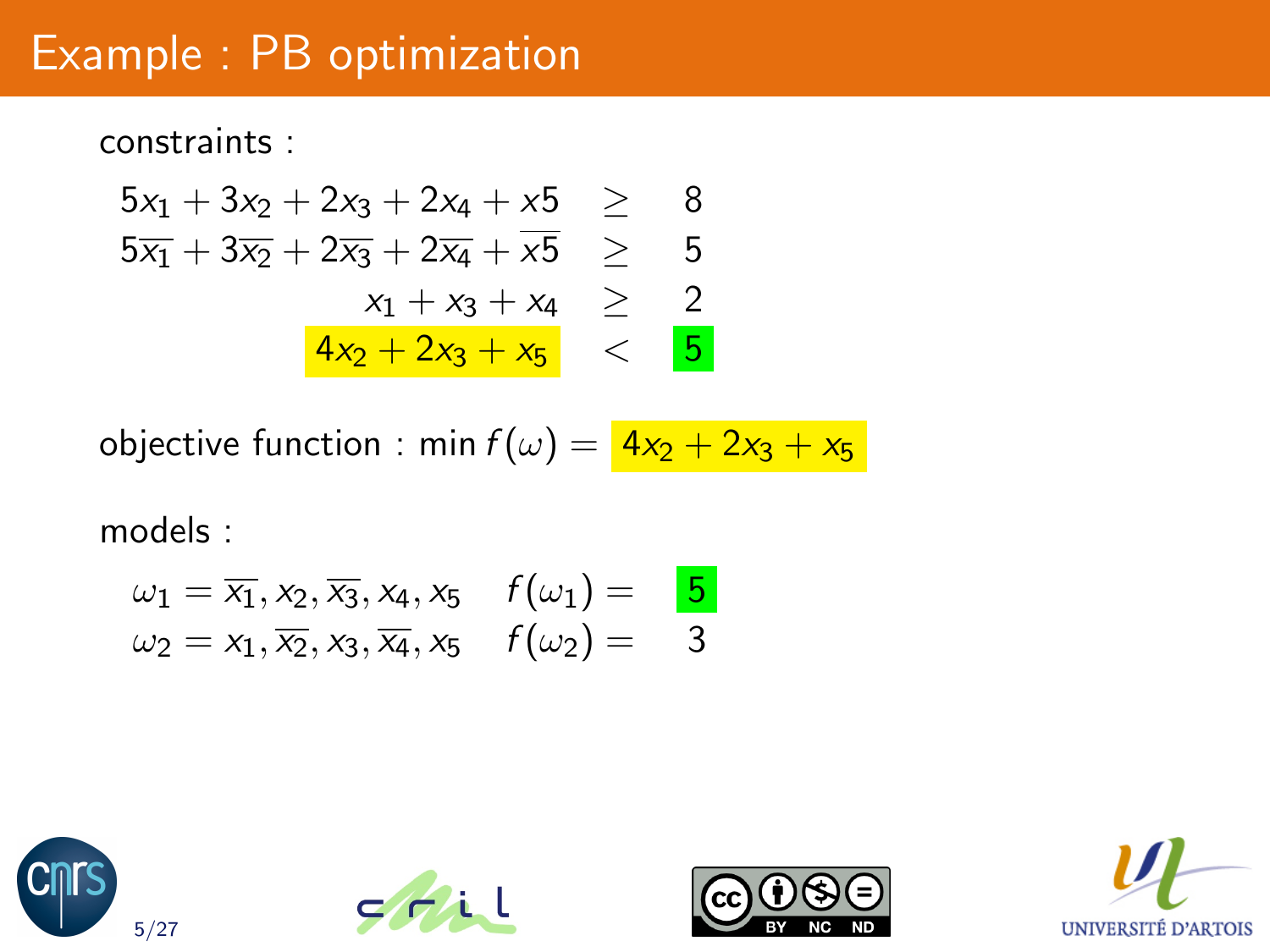# Example : PB optimization

constraints :

$$
\begin{array}{rcl}
5x_1 + 3x_2 + 2x_3 + 2x_4 + x5 & \geq & 8 \\
5\overline{x_1} + 3\overline{x_2} + 2\overline{x_3} + 2\overline{x_4} + \overline{x5} & \geq & 5 \\
x_1 + x_3 + x_4 & \geq & 2 \\
4x_2 + 2x_3 + x_5 & < & 5
\end{array}
$$

objective function : $\min f(\omega) = 4x_2 + 2x_3 + x_5$

models :

$$
\begin{array}{ll}
\omega_1 = \overline{x_1}, x_2, \overline{x_3}, x_4, x_5 & f(\omega_1) = 5 \\
\omega_2 = x_1, \overline{x_2}, x_3, \overline{x_4}, x_5 & f(\omega_2) = 3
\end{array}
$$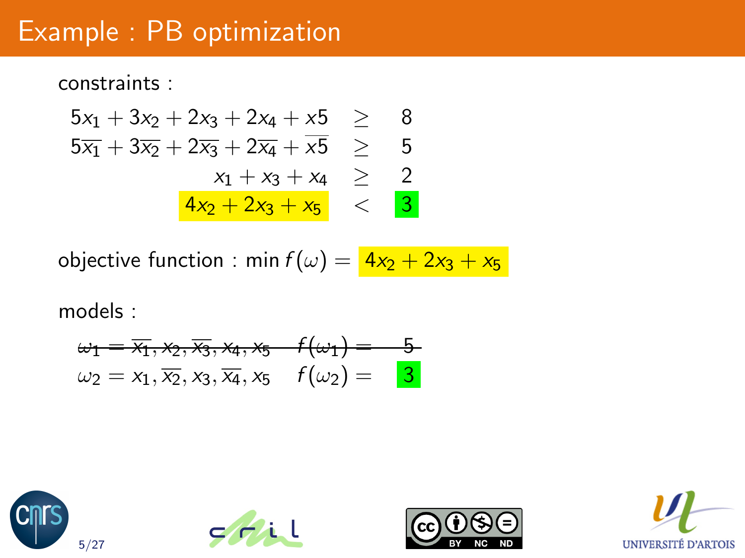# Example : PB optimization

constraints :

$$
\begin{array}{rcl}
5x_1 + 3x_2 + 2x_3 + 2x_4 + x5 & \geq & 8 \\
5\overline{x_1} + 3\overline{x_2} + 2\overline{x_3} + 2\overline{x_4} + \overline{x5} & \geq & 5 \\
x_1 + x_3 + x_4 & \geq & 2 \\
4x_2 + 2x_3 + x_5 & < & 3
\end{array}
$$

objective function : $\min f(\omega) = 4x_2 + 2x_3 + x_5$

models :

$$
\begin{array}{ll}
\sout{\omega_1 = \overline{x_1}, x_2, \overline{x_3}, x_4, x_5 \quad f(\omega_1) = \quad 5} \\
\omega_2 = x_1, \overline{x_2}, x_3, \overline{x_4}, x_5 & f(\omega_2) = \quad 3
\end{array}
$$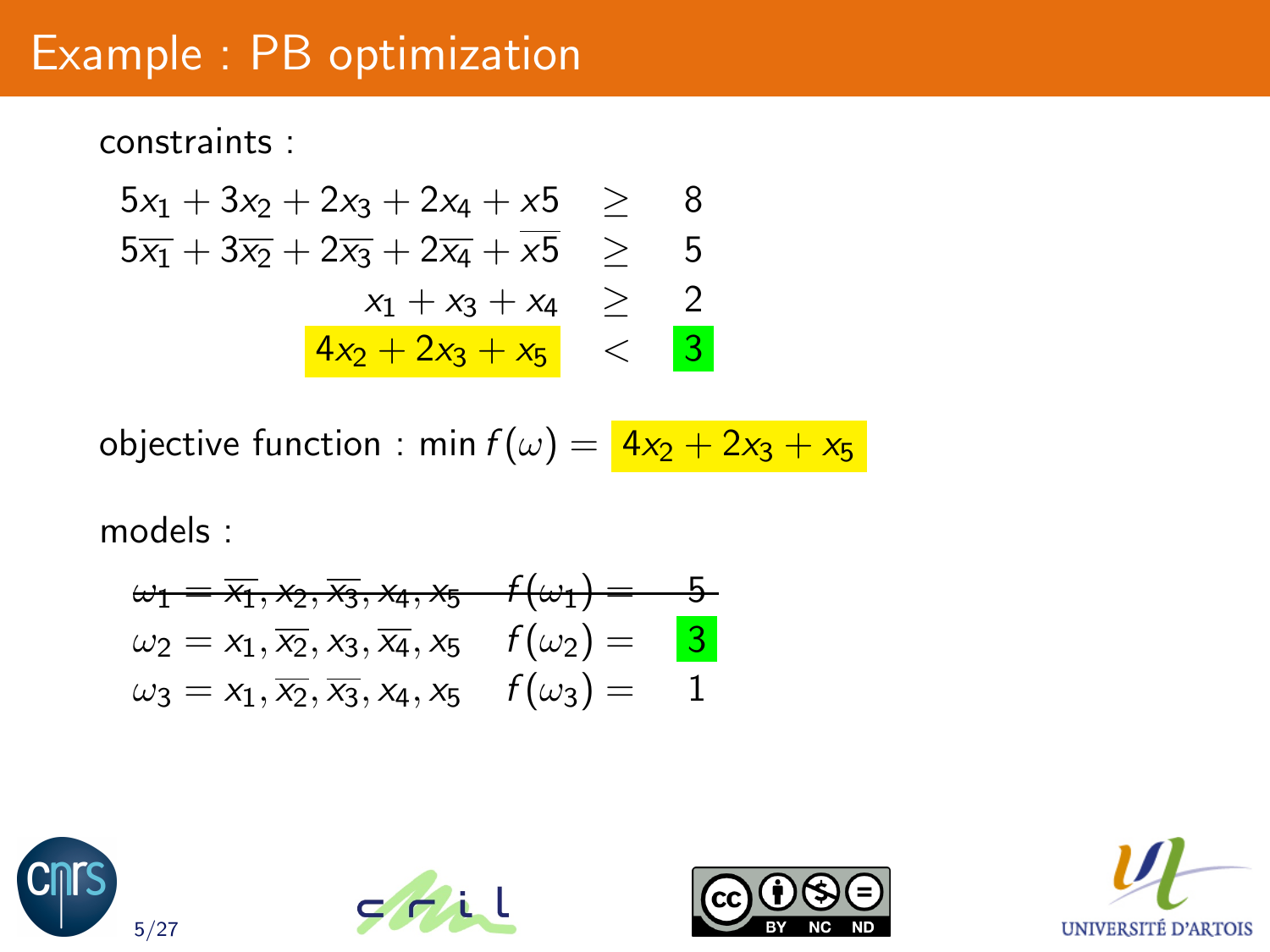# Example : PB optimization

constraints :

$$
\begin{array}{rcl}
5x_1 + 3x_2 + 2x_3 + 2x_4 + x5 & \geq & 8 \\
5\overline{x_1} + 3\overline{x_2} + 2\overline{x_3} + 2\overline{x_4} + \overline{x5} & \geq & 5 \\
x_1 + x_3 + x_4 & \geq & 2 \\
4x_2 + 2x_3 + x_5 & < & 3
\end{array}
$$

objective function : $\min f(\omega) = 4x_2 + 2x_3 + x_5$

models :

$$
\begin{array}{ll}
\cancel{\omega_1 = \overline{x_1}, x_2, \overline{x_3}, x_4, x_5} & \cancel{f(\omega_1) = 5} \\
\omega_2 = x_1, \overline{x_2}, x_3, \overline{x_4}, x_5 & f(\omega_2) = 3 \\
\omega_3 = x_1, \overline{x_2}, \overline{x_3}, x_4, x_5 & f(\omega_3) = 1
\end{array}
$$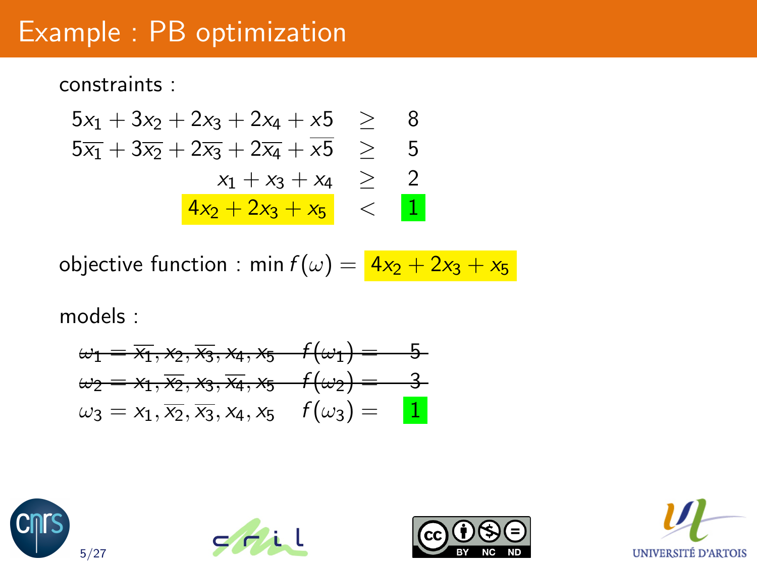# Example : PB optimization

constraints :

$$
\begin{array}{rcl}
5x_1 + 3x_2 + 2x_3 + 2x_4 + x5 & \geq & 8 \\
5\overline{x_1} + 3\overline{x_2} + 2\overline{x_3} + 2\overline{x_4} + \overline{x5} & \geq & 5 \\
x_1 + x_3 + x_4 & \geq & 2 \\
4x_2 + 2x_3 + x_5 & < & 1
\end{array}
$$

objective function : $\min f(\omega) = 4x_2 + 2x_3 + x_5$

models :

$$
\begin{array}{lll}
\sout{\omega_1 = \overline{x_1}, x_2, \overline{x_3}, x_4, x_5} & \sout{f(\omega_1) =} & \sout{5} \\
\sout{\omega_2 = x_1, \overline{x_2}, x_3, \overline{x_4}, x_5} & \sout{f(\omega_2) =} & \sout{3} \\
\omega_3 = x_1, \overline{x_2}, \overline{x_3}, x_4, x_5 & f(\omega_3) = & 1
\end{array}
$$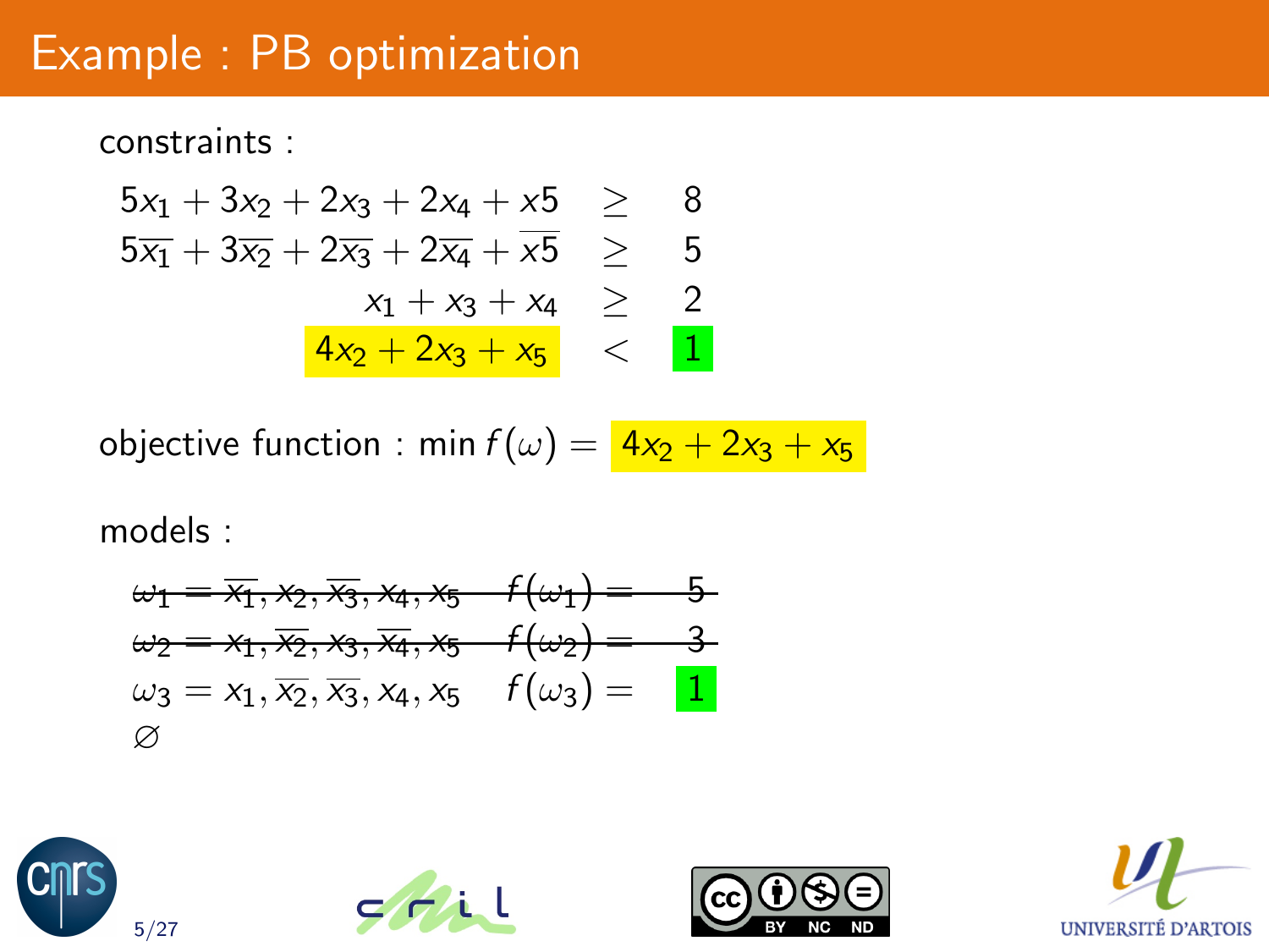# Example : PB optimization

constraints :

$$
\begin{array}{rcl}
5x_1 + 3x_2 + 2x_3 + 2x_4 + x5 & \geq & 8 \\
5\overline{x_1} + 3\overline{x_2} + 2\overline{x_3} + 2\overline{x_4} + \overline{x5} & \geq & 5 \\
x_1 + x_3 + x_4 & \geq & 2 \\
4x_2 + 2x_3 + x_5 & < & 1
\end{array}
$$

objective function : $\min f(\omega) = 4x_2 + 2x_3 + x_5$

models :

$$
\begin{array}{ll}
\sout{\omega_1 = \overline{x_1}, x_2, \overline{x_3}, x_4, x_5} & \sout{f(\omega_1) = 5} \\
\sout{\omega_2 = x_1, \overline{x_2}, x_3, \overline{x_4}, x_5} & \sout{f(\omega_2) = 3} \\
\omega_3 = x_1, \overline{x_2}, \overline{x_3}, x_4, x_5 & f(\omega_3) = 1 \\
\emptyset &
\end{array}
$$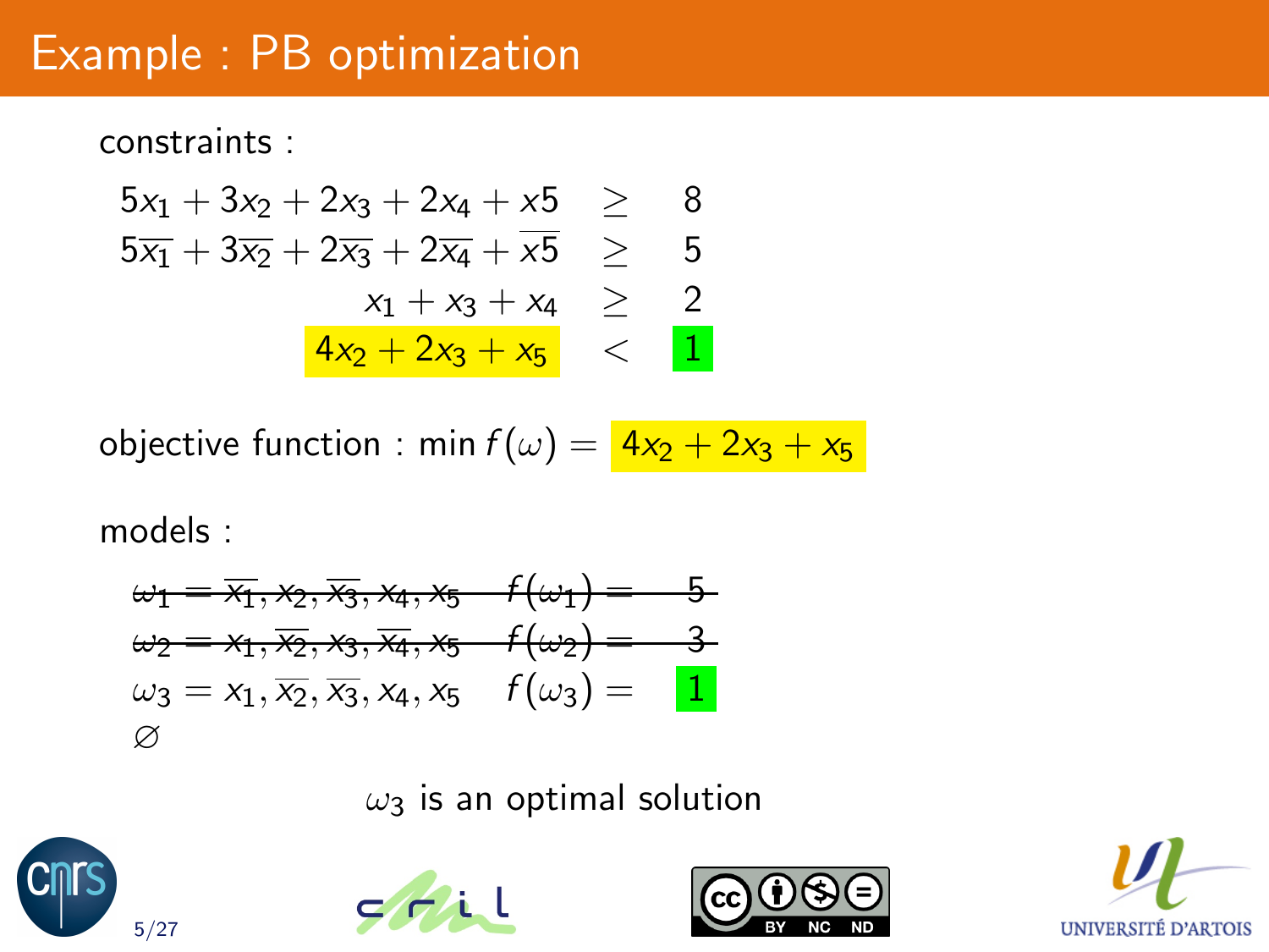# Example : PB optimization

constraints :

$$
\begin{array}{rcl}
5x_1 + 3x_2 + 2x_3 + 2x_4 + x5 & \geq & 8 \\
5\overline{x_1} + 3\overline{x_2} + 2\overline{x_3} + 2\overline{x_4} + \overline{x5} & \geq & 5 \\
x_1 + x_3 + x_4 & \geq & 2 \\
4x_2 + 2x_3 + x_5 & < & 1
\end{array}
$$

objective function : $\min f(\omega) = 4x_2 + 2x_3 + x_5$

models :

~~$\omega_1 = \overline{x_1}, x_2, \overline{x_3}, x_4, x_5 \quad f(\omega_1) = 5$~~

~~$\omega_2 = x_1, \overline{x_2}, x_3, \overline{x_4}, x_5 \quad f(\omega_2) = 3$~~

$\omega_3 = x_1, \overline{x_2}, \overline{x_3}, x_4, x_5 \quad f(\omega_3) = 1$

$\varnothing$

$\omega_3$ is an optimal solution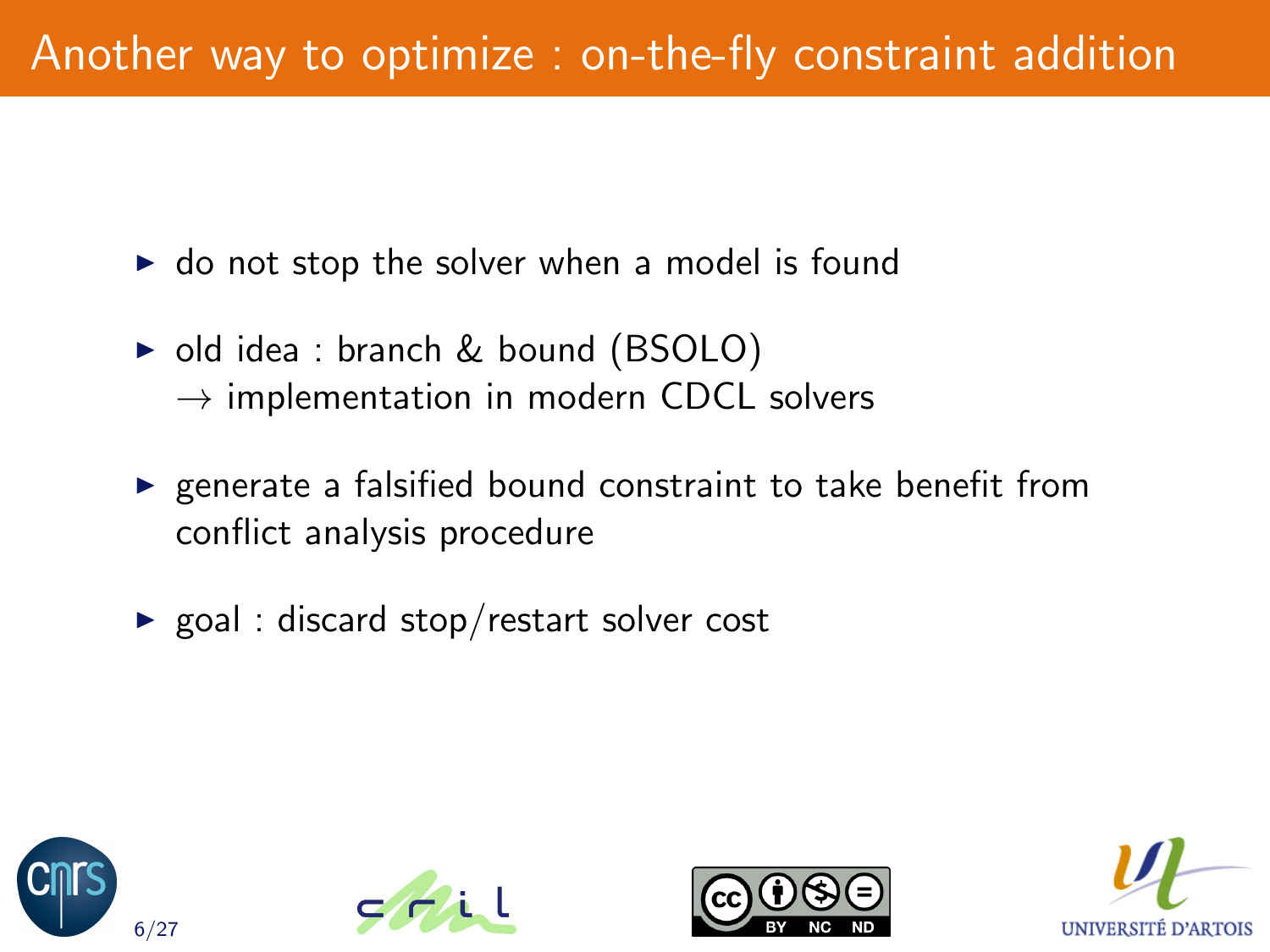# Another way to optimize : on-the-fly constraint addition

- do not stop the solver when a model is found
- old idea : branch & bound (BSOLO)
  $\rightarrow$ implementation in modern CDCL solvers
- generate a falsified bound constraint to take benefit from conflict analysis procedure
- goal : discard stop/restart solver cost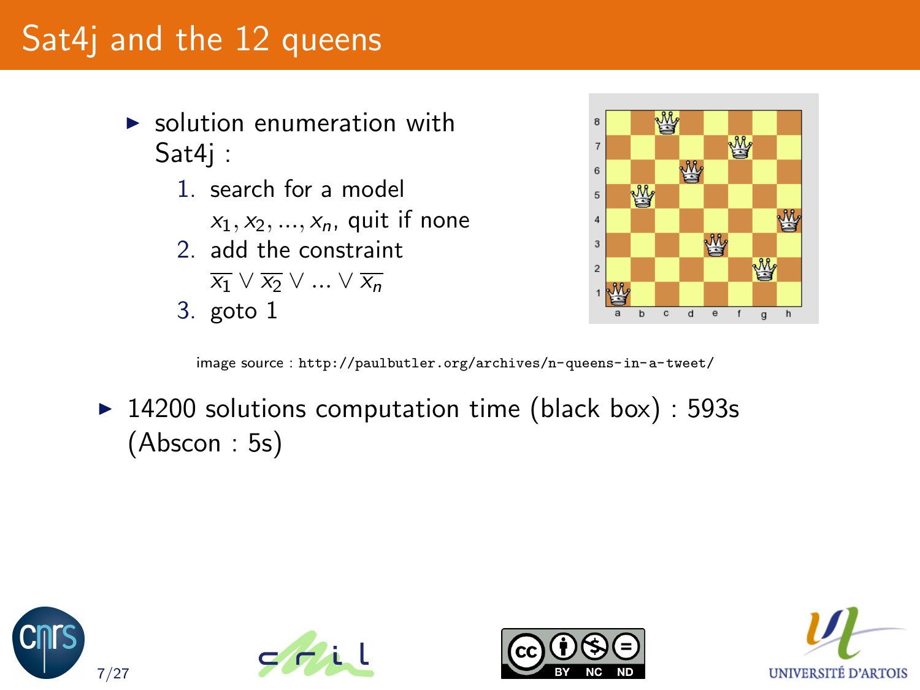# Sat4j and the 12 queens

- solution enumeration with Sat4j :
  1. search for a model $x_1, x_2, ..., x_n$, quit if none
  2. add the constraint $\overline{x_1} \vee \overline{x_2} \vee ... \vee \overline{x_n}$
  3. goto 1

image source : http://paulbutler.org/archives/n-queens-in-a-tweet/

- 14200 solutions computation time (black box) : 593s (Abscon : 5s)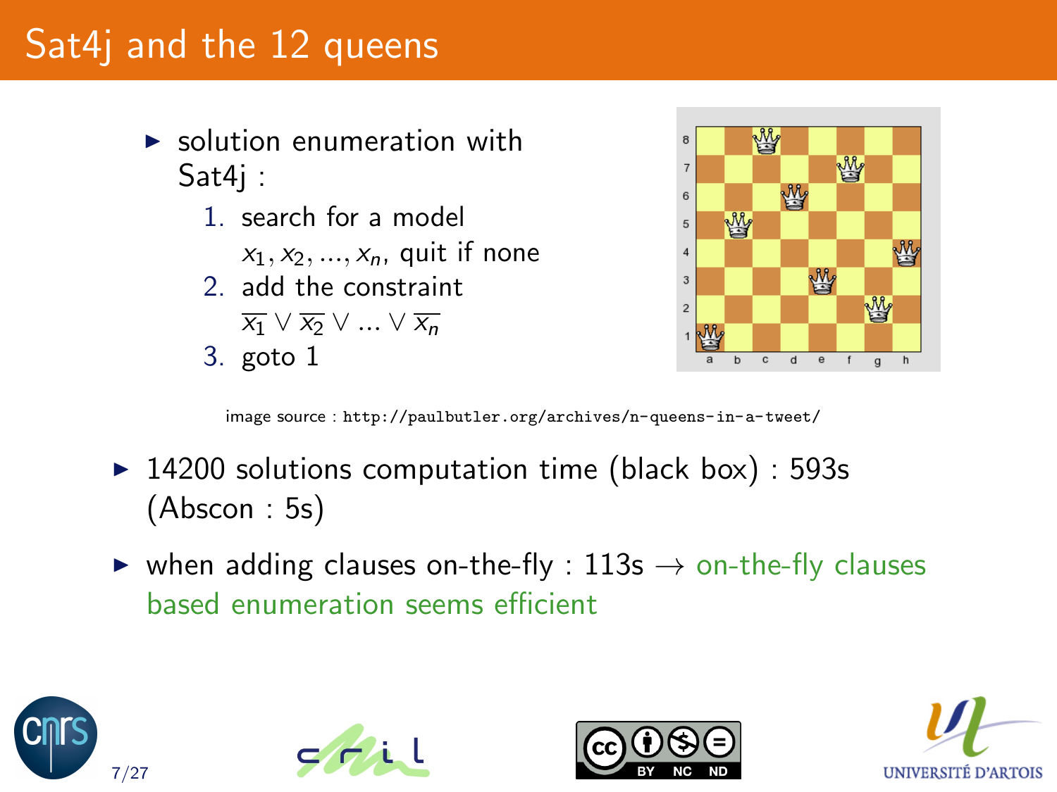# Sat4j and the 12 queens

- solution enumeration with Sat4j :
  1. search for a model $x_1, x_2, ..., x_n$, quit if none
  2. add the constraint $\overline{x_1} \vee \overline{x_2} \vee ... \vee \overline{x_n}$
  3. goto 1

image source : http://paulbutler.org/archives/n-queens-in-a-tweet/

- 14200 solutions computation time (black box) : 593s (Abscon : 5s)
- when adding clauses on-the-fly : 113s → on-the-fly clauses based enumeration seems efficient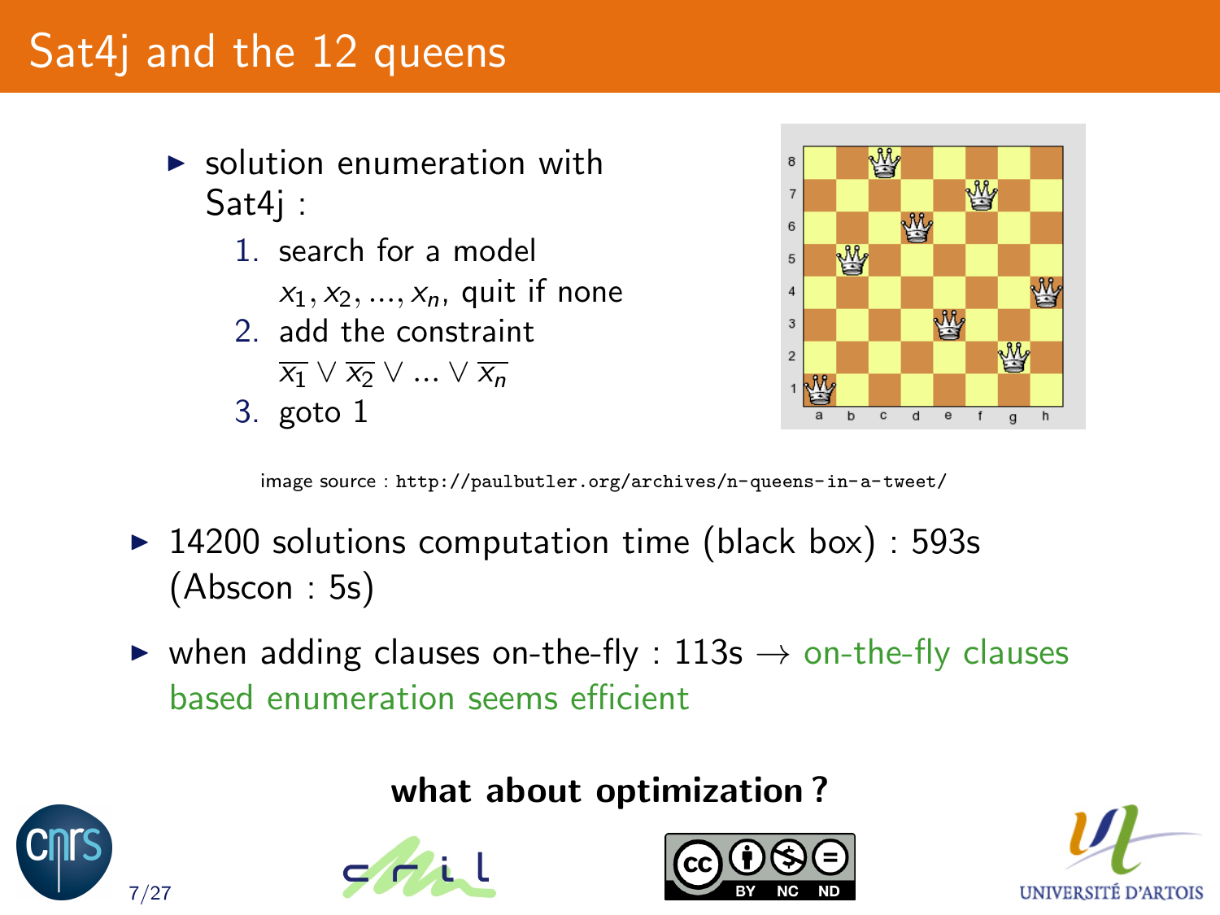# Sat4j and the 12 queens

- solution enumeration with Sat4j :
  1. search for a model $x_1, x_2, ..., x_n$, quit if none
  2. add the constraint $\overline{x_1} \vee \overline{x_2} \vee ... \vee \overline{x_n}$
  3. goto 1

image source : http://paulbutler.org/archives/n-queens-in-a-tweet/

- 14200 solutions computation time (black box) : 593s (Abscon : 5s)
- when adding clauses on-the-fly : 113s → on-the-fly clauses based enumeration seems efficient

**what about optimization ?**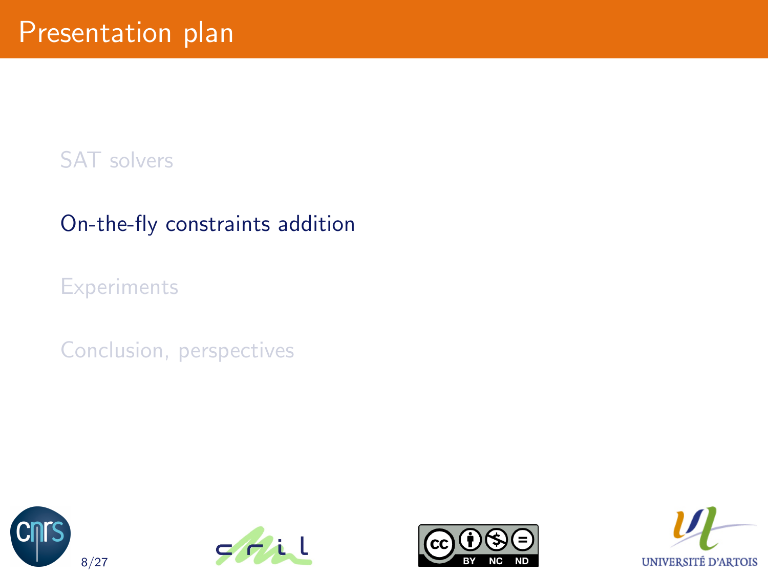# Presentation plan

SAT solvers

On-the-fly constraints addition

Experiments

Conclusion, perspectives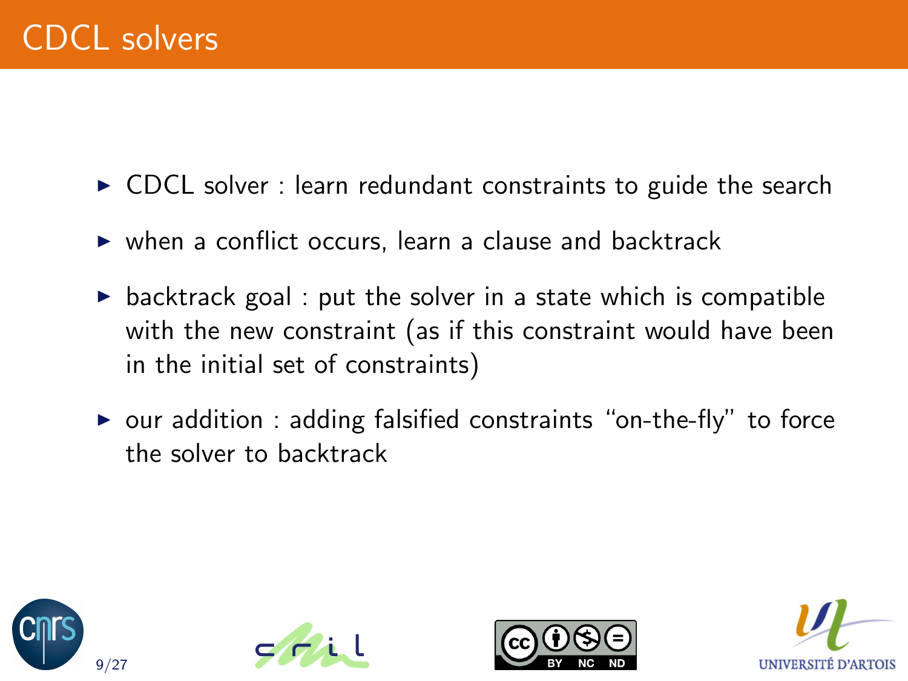# CDCL solvers

- CDCL solver : learn redundant constraints to guide the search
- when a conflict occurs, learn a clause and backtrack
- backtrack goal : put the solver in a state which is compatible with the new constraint (as if this constraint would have been in the initial set of constraints)
- our addition : adding falsified constraints "on-the-fly" to force the solver to backtrack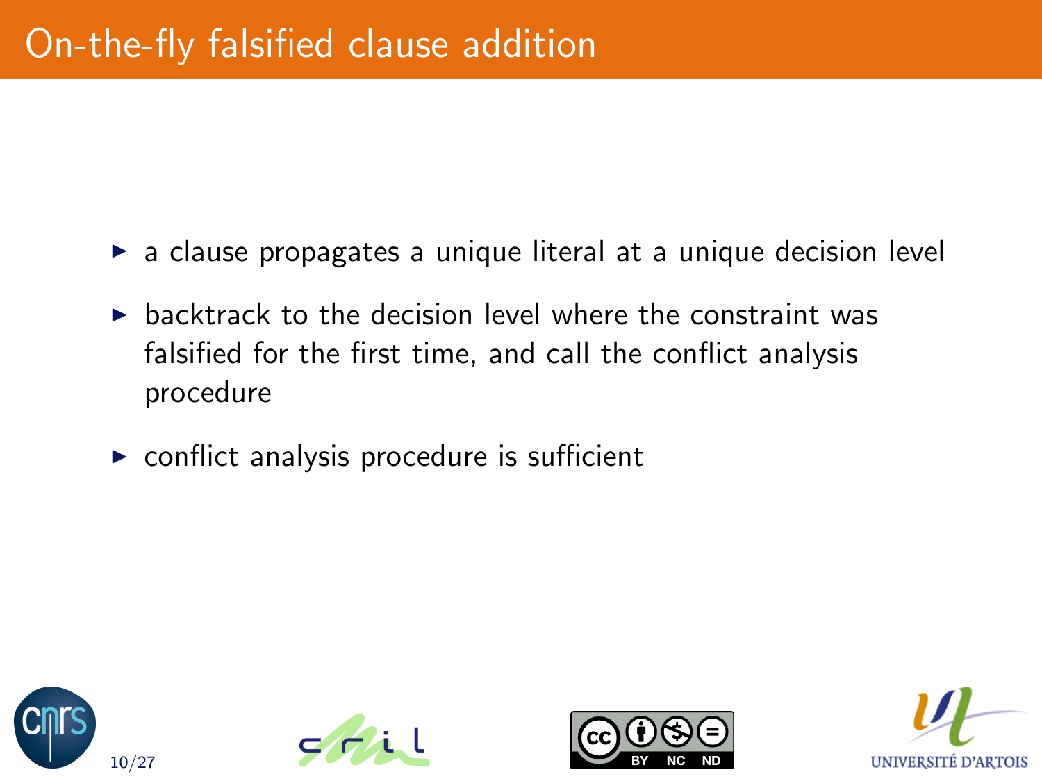# On-the-fly falsified clause addition

- a clause propagates a unique literal at a unique decision level
- backtrack to the decision level where the constraint was falsified for the first time, and call the conflict analysis procedure
- conflict analysis procedure is sufficient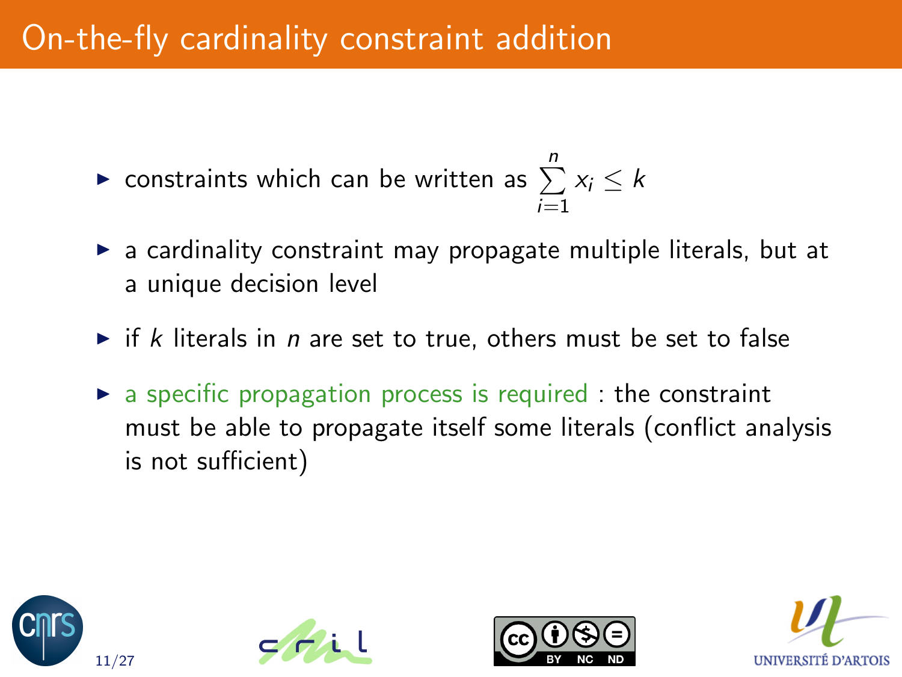# On-the-fly cardinality constraint addition

- constraints which can be written as $\sum_{i=1}^{n} x_i \leq k$
- a cardinality constraint may propagate multiple literals, but at a unique decision level
- if $k$ literals in $n$ are set to true, others must be set to false
- a specific propagation process is required : the constraint must be able to propagate itself some literals (conflict analysis is not sufficient)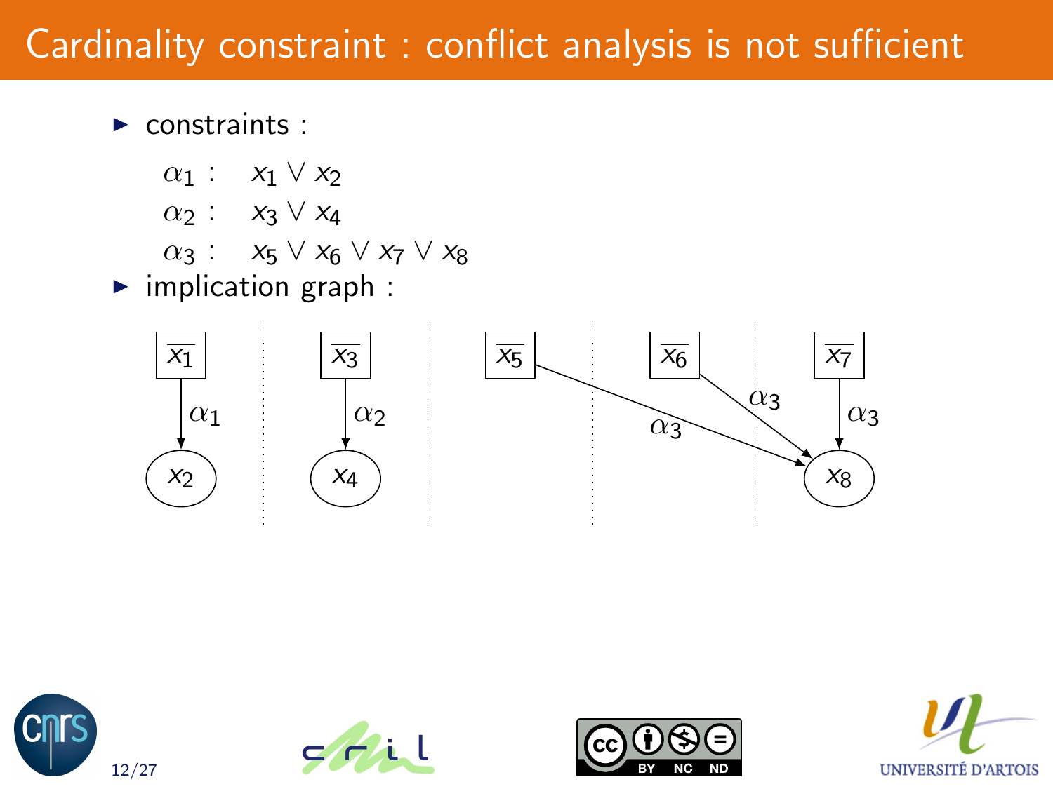# Cardinality constraint : conflict analysis is not sufficient

- constraints :

$$\alpha_1 : \quad x_1 \vee x_2$$
$$\alpha_2 : \quad x_3 \vee x_4$$
$$\alpha_3 : \quad x_5 \vee x_6 \vee x_7 \vee x_8$$

- implication graph :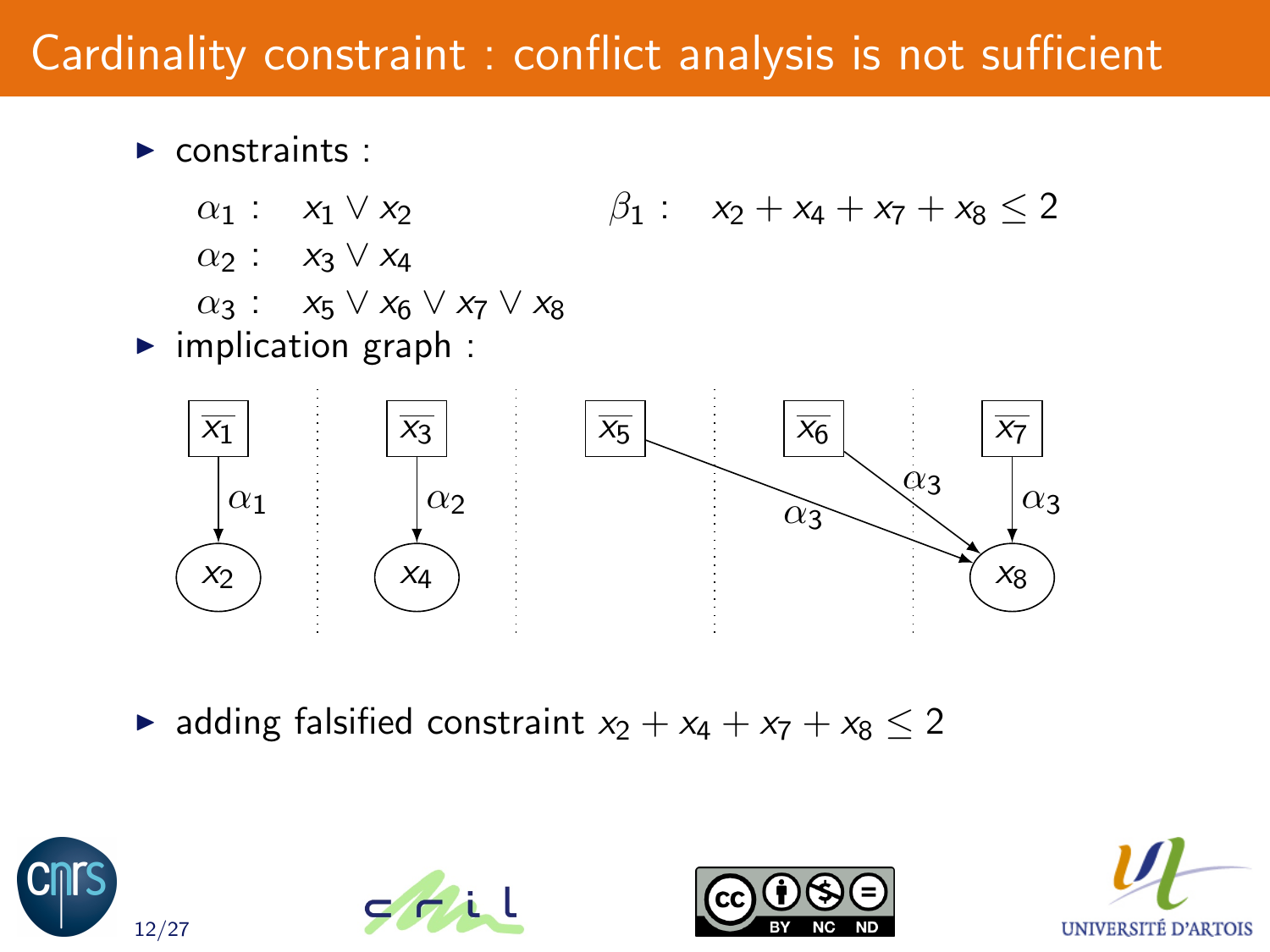# Cardinality constraint : conflict analysis is not sufficient

- constraints :

$\alpha_1$ : $x_1 \vee x_2$

$\alpha_2$ : $x_3 \vee x_4$

$\alpha_3$ : $x_5 \vee x_6 \vee x_7 \vee x_8$

$\beta_1$ : $x_2 + x_4 + x_7 + x_8 \leq 2$

- implication graph :

$\overline{x_1} \xrightarrow{\alpha_1} x_2$

$\overline{x_3} \xrightarrow{\alpha_2} x_4$

$\overline{x_5} \xrightarrow{\alpha_3} x_8$, $\overline{x_6} \xrightarrow{\alpha_3} x_8$, $\overline{x_7} \xrightarrow{\alpha_3} x_8$

- adding falsified constraint $x_2 + x_4 + x_7 + x_8 \leq 2$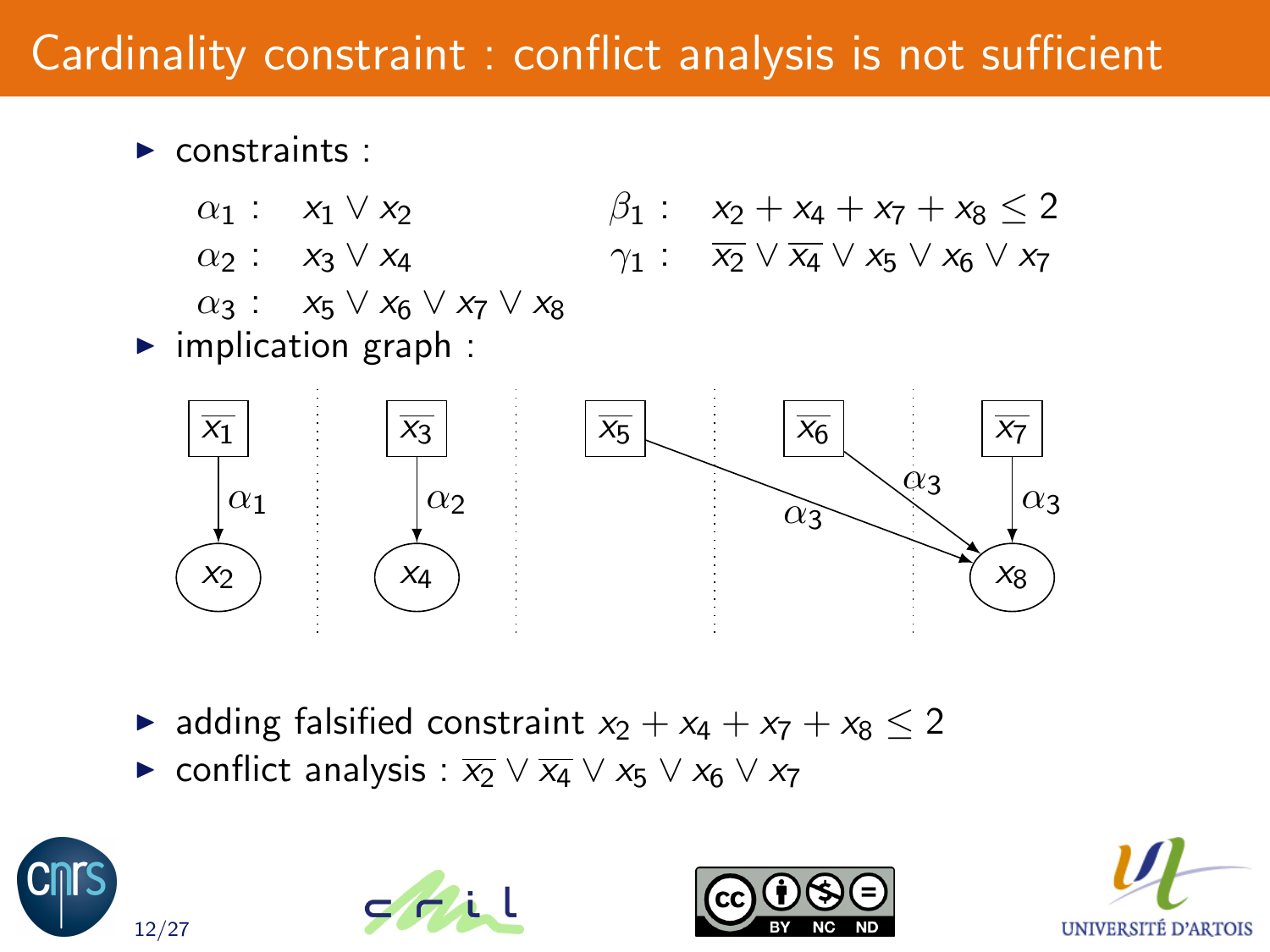# Cardinality constraint : conflict analysis is not sufficient

- constraints :

$\alpha_1 : \quad x_1 \vee x_2$

$\alpha_2 : \quad x_3 \vee x_4$

$\alpha_3 : \quad x_5 \vee x_6 \vee x_7 \vee x_8$

$\beta_1 : \quad x_2 + x_4 + x_7 + x_8 \leq 2$

$\gamma_1 : \quad \overline{x_2} \vee \overline{x_4} \vee x_5 \vee x_6 \vee x_7$

- implication graph :

$\overline{x_1} \xrightarrow{\alpha_1} x_2$ ; $\overline{x_3} \xrightarrow{\alpha_2} x_4$ ; $\overline{x_5}, \overline{x_6}, \overline{x_7} \xrightarrow{\alpha_3} x_8$

- adding falsified constraint $x_2 + x_4 + x_7 + x_8 \leq 2$
- conflict analysis : $\overline{x_2} \vee \overline{x_4} \vee x_5 \vee x_6 \vee x_7$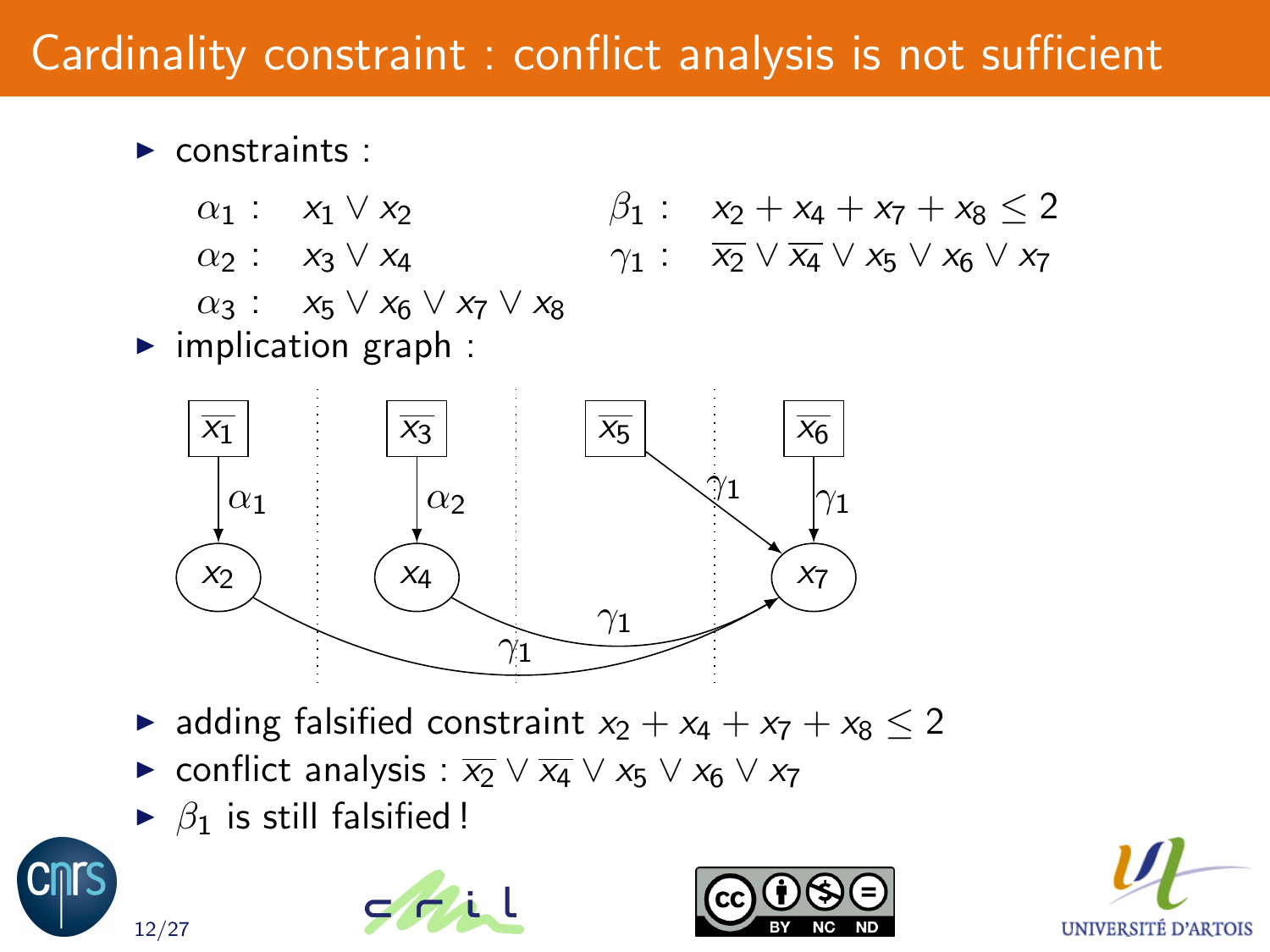# Cardinality constraint : conflict analysis is not sufficient

- constraints :

$\alpha_1 : \quad x_1 \vee x_2$

$\alpha_2 : \quad x_3 \vee x_4$

$\alpha_3 : \quad x_5 \vee x_6 \vee x_7 \vee x_8$

$\beta_1 : \quad x_2 + x_4 + x_7 + x_8 \leq 2$

$\gamma_1 : \quad \overline{x_2} \vee \overline{x_4} \vee x_5 \vee x_6 \vee x_7$

- implication graph :

- adding falsified constraint $x_2 + x_4 + x_7 + x_8 \leq 2$
- conflict analysis : $\overline{x_2} \vee \overline{x_4} \vee x_5 \vee x_6 \vee x_7$
- $\beta_1$ is still falsified !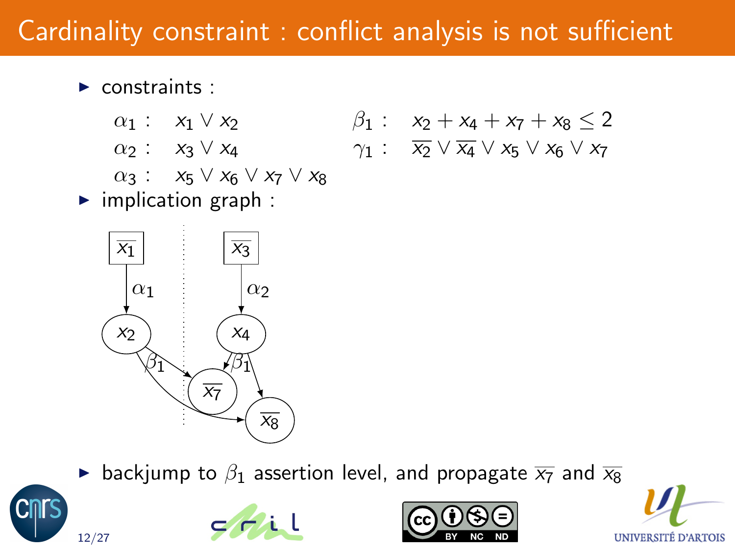# Cardinality constraint : conflict analysis is not sufficient

- constraints :

$$\alpha_1 : \quad x_1 \vee x_2$$
$$\alpha_2 : \quad x_3 \vee x_4$$
$$\alpha_3 : \quad x_5 \vee x_6 \vee x_7 \vee x_8$$

$$\beta_1 : \quad x_2 + x_4 + x_7 + x_8 \leq 2$$
$$\gamma_1 : \quad \overline{x_2} \vee \overline{x_4} \vee x_5 \vee x_6 \vee x_7$$

- implication graph :

- backjump to $\beta_1$ assertion level, and propagate $\overline{x_7}$ and $\overline{x_8}$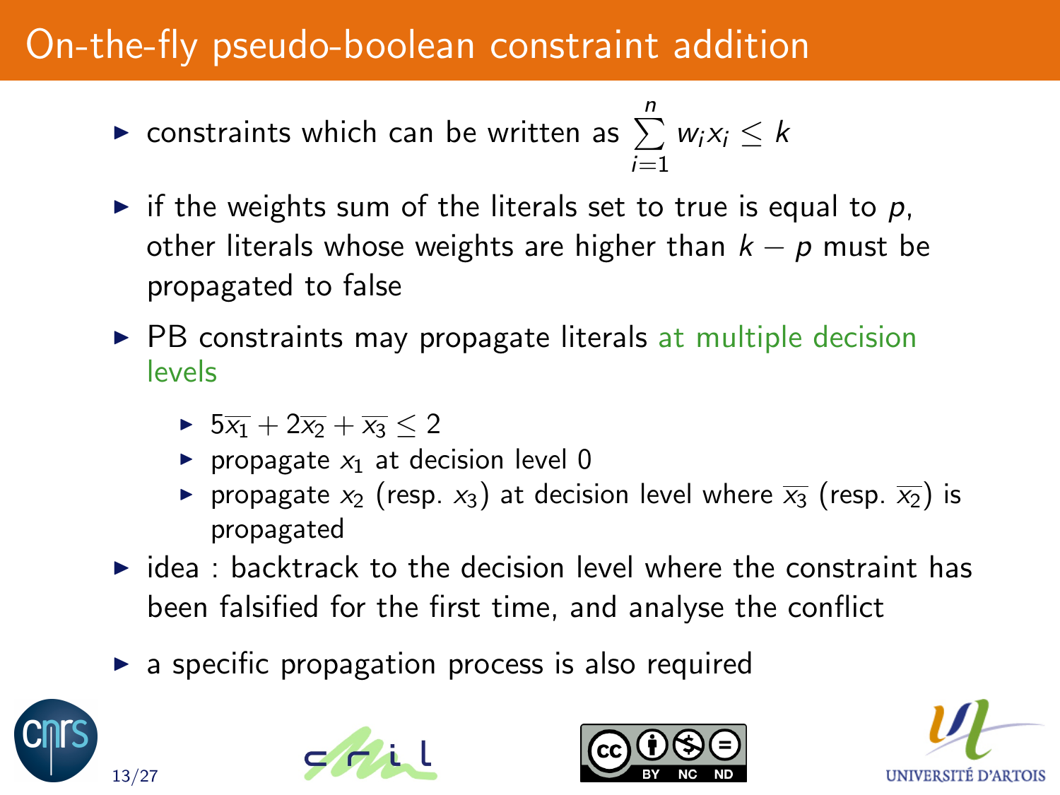# On-the-fly pseudo-boolean constraint addition

- constraints which can be written as $\sum_{i=1}^{n} w_i x_i \leq k$
- if the weights sum of the literals set to true is equal to $p$, other literals whose weights are higher than $k - p$ must be propagated to false
- PB constraints may propagate literals at multiple decision levels
  - $5\overline{x_1} + 2\overline{x_2} + \overline{x_3} \leq 2$
  - propagate $x_1$ at decision level 0
  - propagate $x_2$ (resp. $x_3$) at decision level where $\overline{x_3}$ (resp. $\overline{x_2}$) is propagated
- idea : backtrack to the decision level where the constraint has been falsified for the first time, and analyse the conflict
- a specific propagation process is also required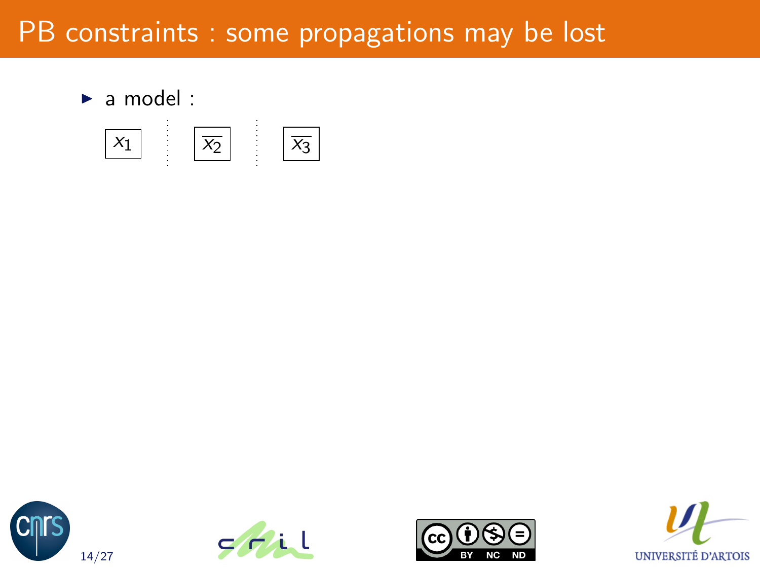# PB constraints : some propagations may be lost

- a model :

$x_1$ | $\overline{x_2}$ | $\overline{x_3}$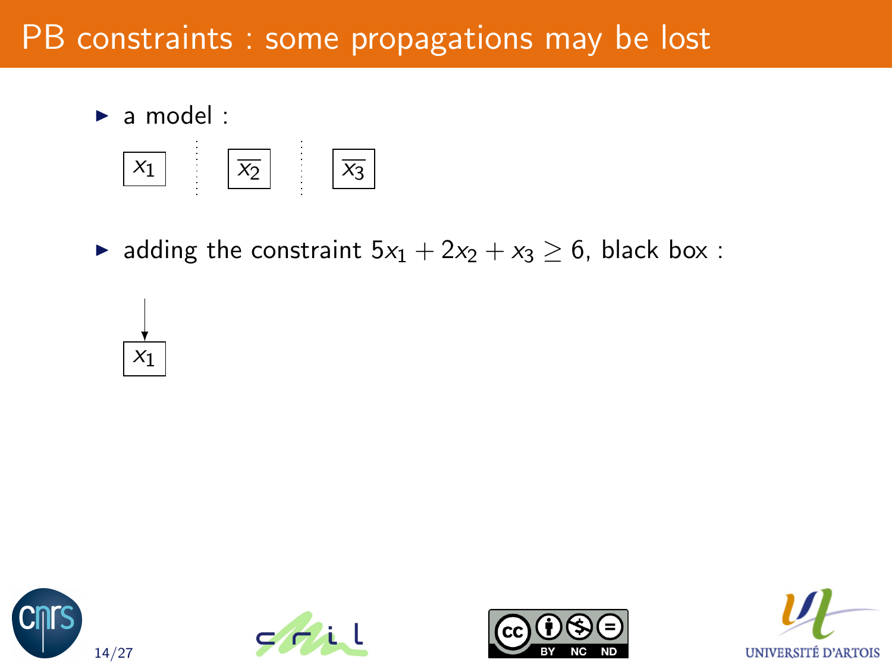# PB constraints : some propagations may be lost

- a model :

$x_1$ $\overline{x_2}$ $\overline{x_3}$

- adding the constraint $5x_1 + 2x_2 + x_3 \geq 6$, black box :

$x_1$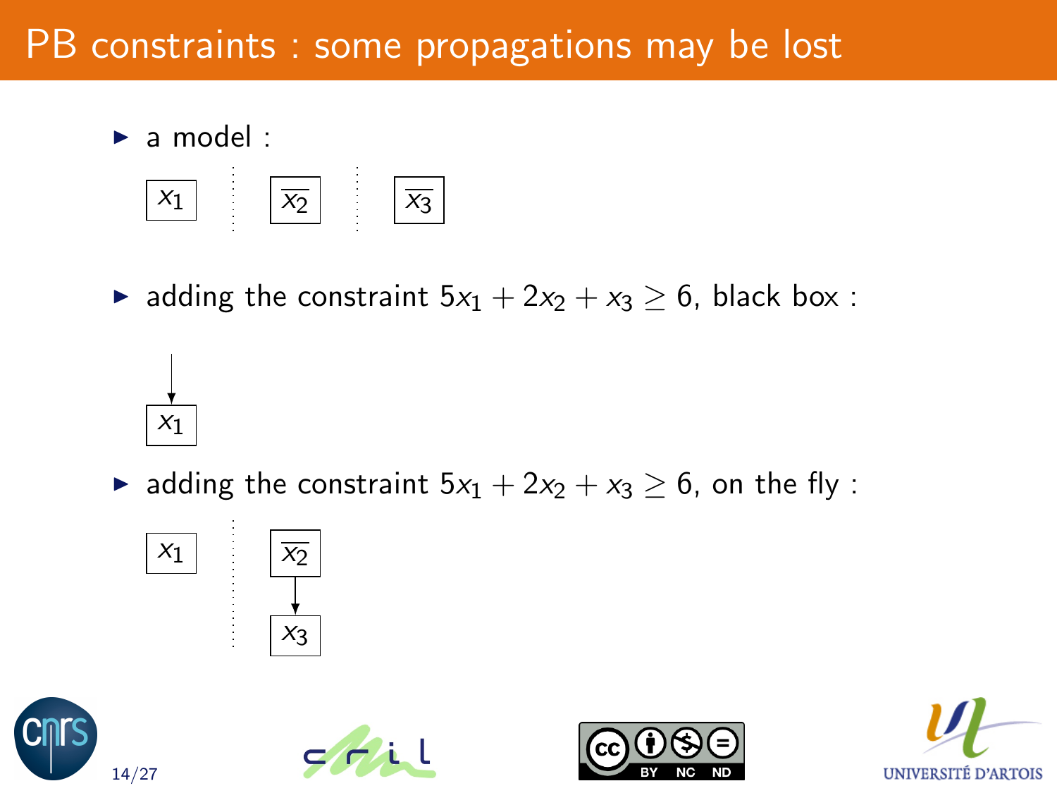# PB constraints : some propagations may be lost

- a model :

  $x_1$ ⋮ $\overline{x_2}$ ⋮ $\overline{x_3}$

- adding the constraint $5x_1 + 2x_2 + x_3 \geq 6$, black box :

  → $x_1$

- adding the constraint $5x_1 + 2x_2 + x_3 \geq 6$, on the fly :

  $x_1$ ⋮ $\overline{x_2}$ → $x_3$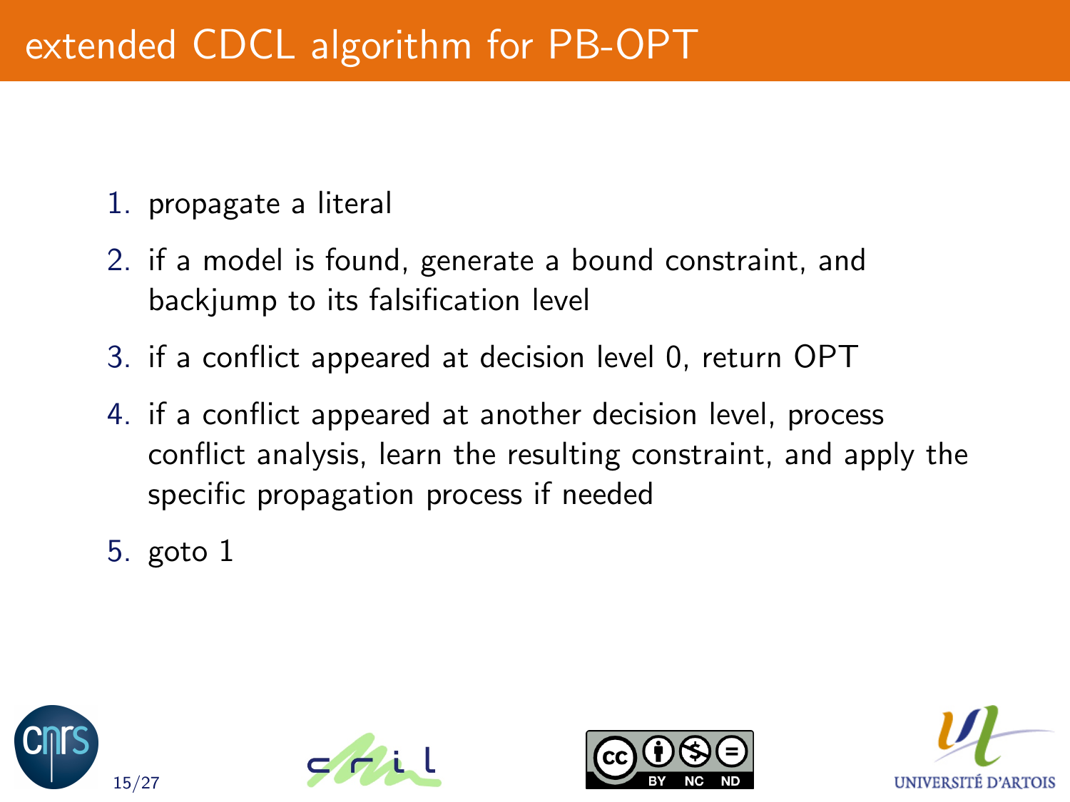# extended CDCL algorithm for PB-OPT

1. propagate a literal
2. if a model is found, generate a bound constraint, and backjump to its falsification level
3. if a conflict appeared at decision level 0, return OPT
4. if a conflict appeared at another decision level, process conflict analysis, learn the resulting constraint, and apply the specific propagation process if needed
5. goto 1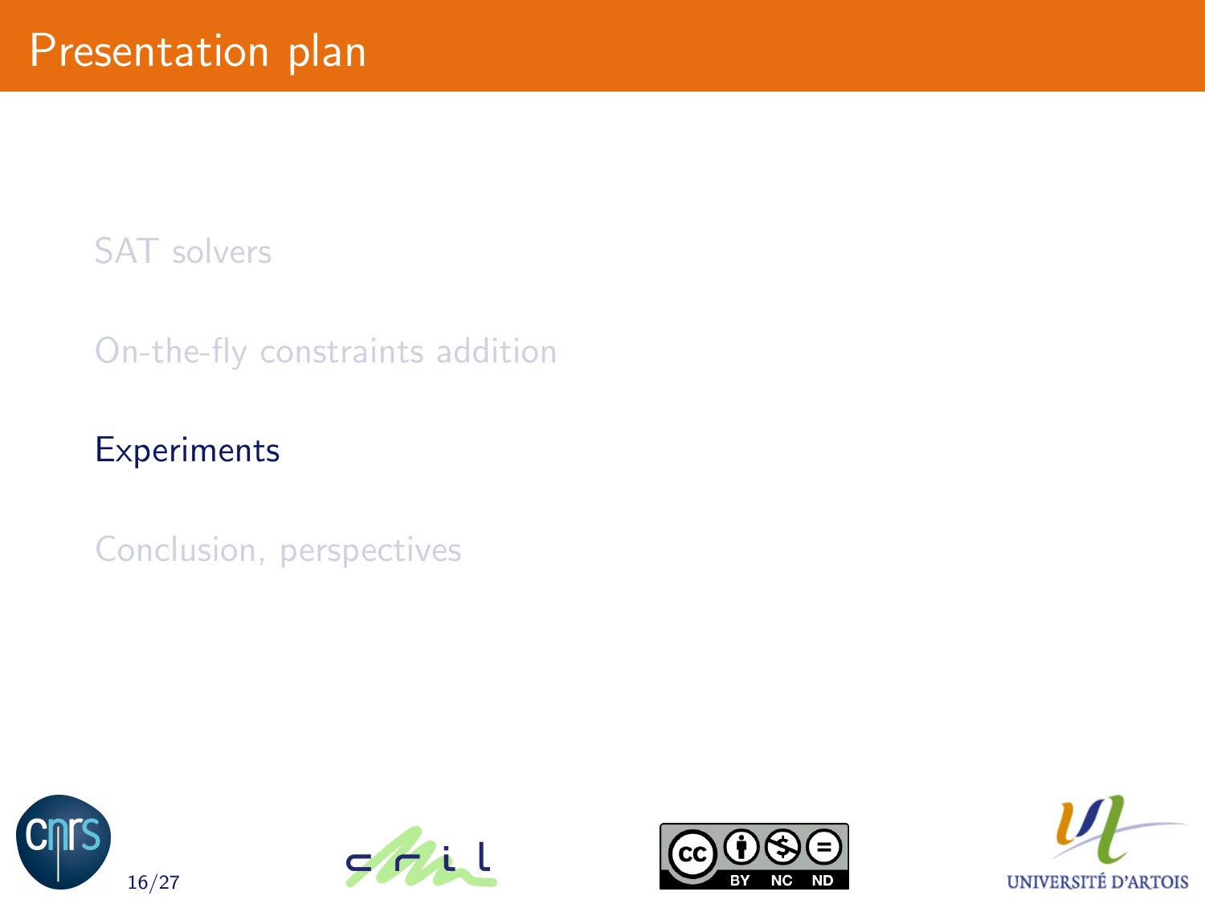# Presentation plan

- SAT solvers
- On-the-fly constraints addition
- **Experiments**
- Conclusion, perspectives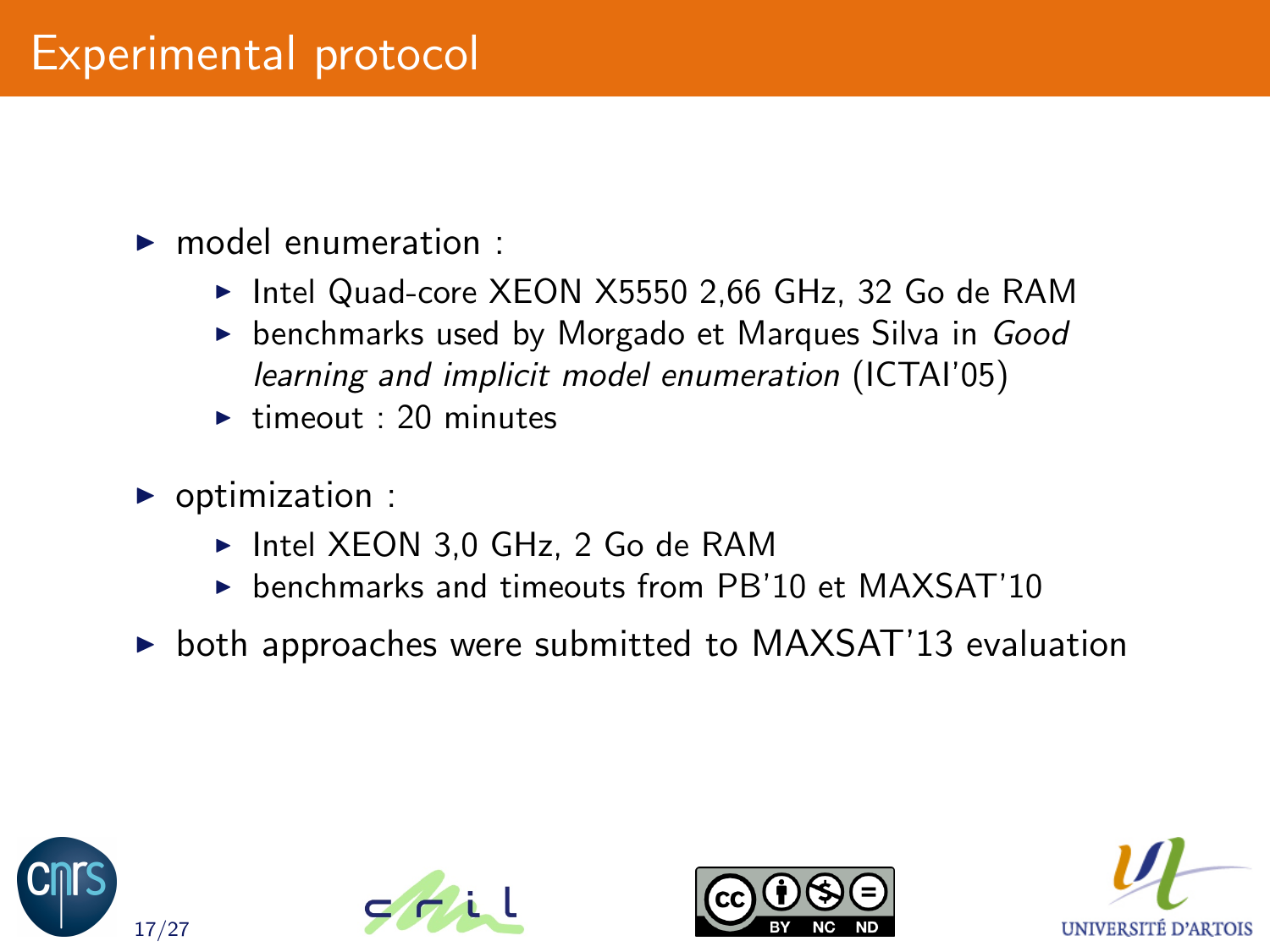# Experimental protocol

- model enumeration :
  - Intel Quad-core XEON X5550 2,66 GHz, 32 Go de RAM
  - benchmarks used by Morgado et Marques Silva in *Good learning and implicit model enumeration* (ICTAI'05)
  - timeout : 20 minutes
- optimization :
  - Intel XEON 3,0 GHz, 2 Go de RAM
  - benchmarks and timeouts from PB'10 et MAXSAT'10
- both approaches were submitted to MAXSAT'13 evaluation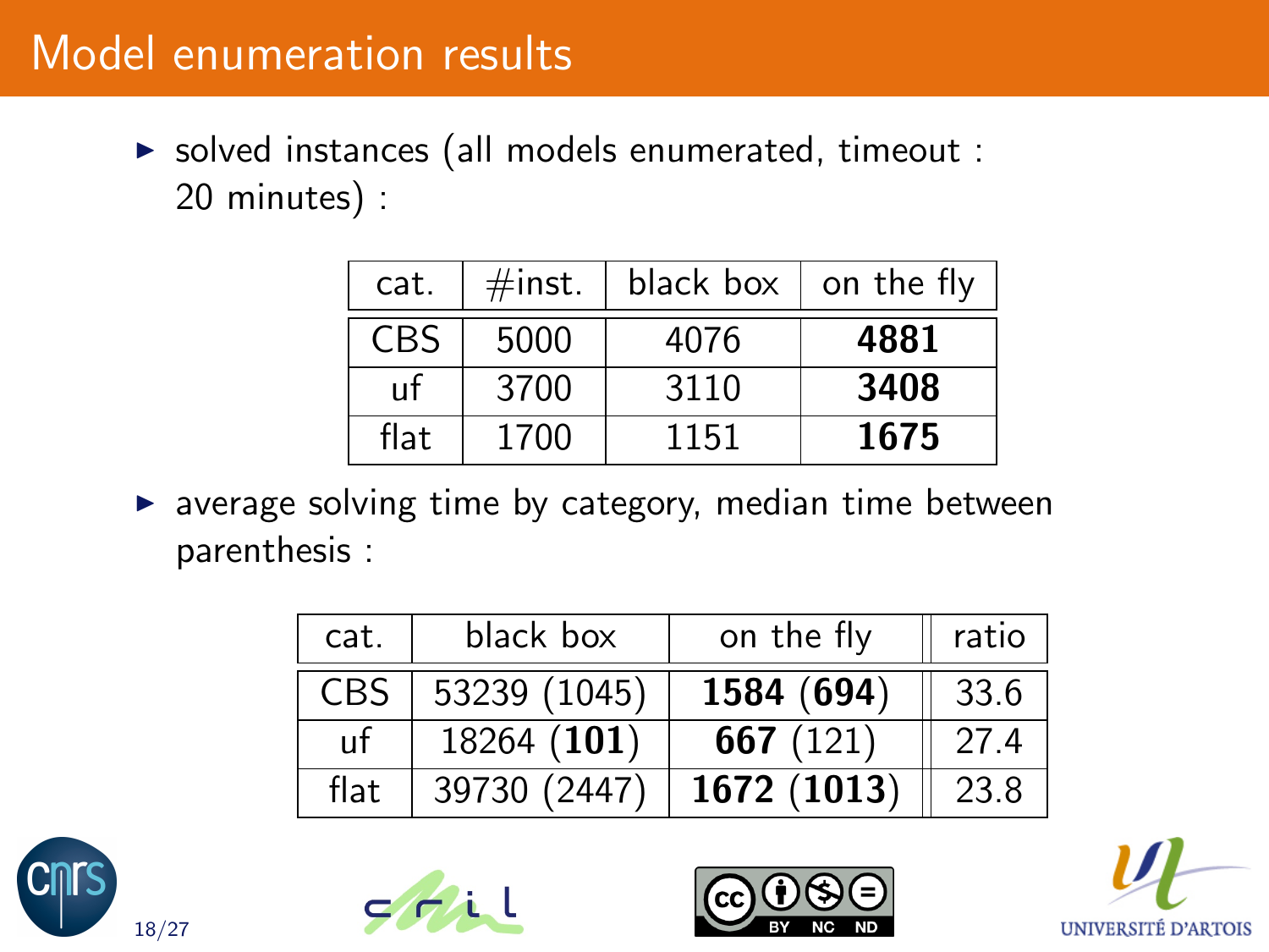# Model enumeration results

- solved instances (all models enumerated, timeout : 20 minutes) :

| cat. | #inst. | black box | on the fly |
|---|---|---|---|
| CBS | 5000 | 4076 | **4881** |
| uf | 3700 | 3110 | **3408** |
| flat | 1700 | 1151 | **1675** |

- average solving time by category, median time between parenthesis :

| cat. | black box | on the fly | ratio |
|---|---|---|---|
| CBS | 53239 (1045) | **1584** (**694**) | 33.6 |
| uf | 18264 (**101**) | **667** (121) | 27.4 |
| flat | 39730 (2447) | **1672** (**1013**) | 23.8 |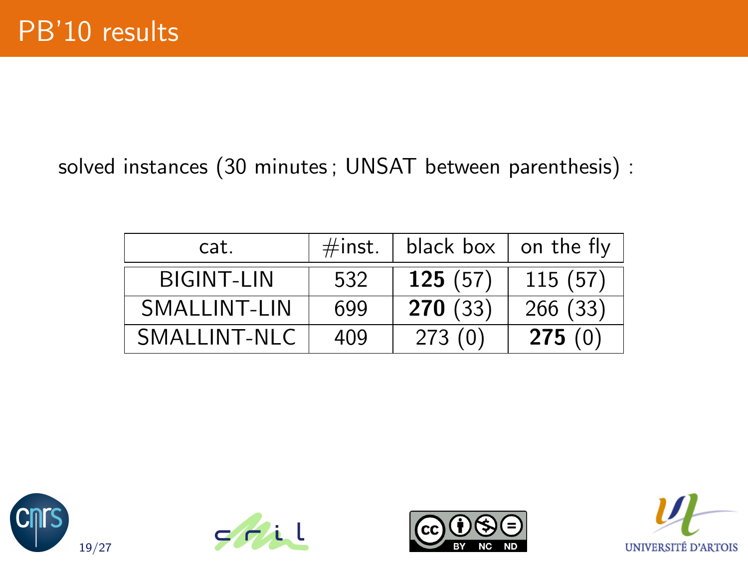# PB'10 results

solved instances (30 minutes ; UNSAT between parenthesis) :

| cat. | #inst. | black box | on the fly |
|---|---|---|---|
| BIGINT-LIN | 532 | **125** (57) | 115 (57) |
| SMALLINT-LIN | 699 | **270** (33) | 266 (33) |
| SMALLINT-NLC | 409 | 273 (0) | **275** (0) |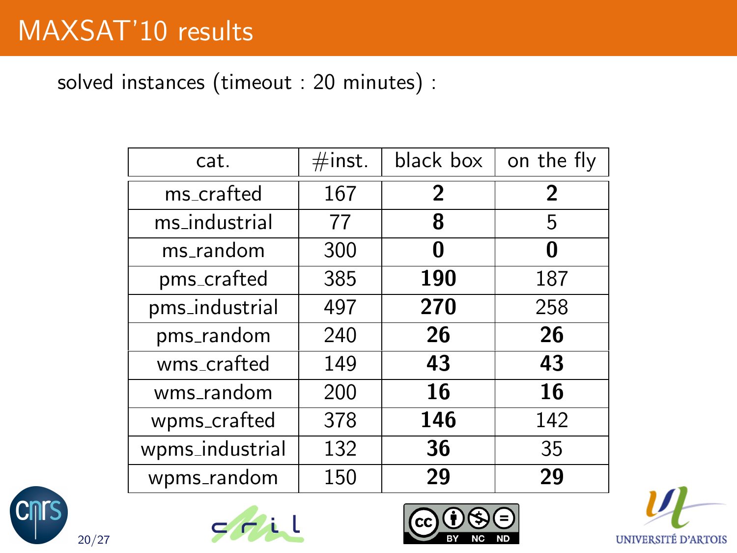# MAXSAT'10 results

solved instances (timeout : 20 minutes) :

| cat. | #inst. | black box | on the fly |
|---|---|---|---|
| ms_crafted | 167 | **2** | **2** |
| ms_industrial | 77 | **8** | 5 |
| ms_random | 300 | **0** | **0** |
| pms_crafted | 385 | **190** | 187 |
| pms_industrial | 497 | **270** | 258 |
| pms_random | 240 | **26** | **26** |
| wms_crafted | 149 | **43** | **43** |
| wms_random | 200 | **16** | **16** |
| wpms_crafted | 378 | **146** | 142 |
| wpms_industrial | 132 | **36** | 35 |
| wpms_random | 150 | **29** | **29** |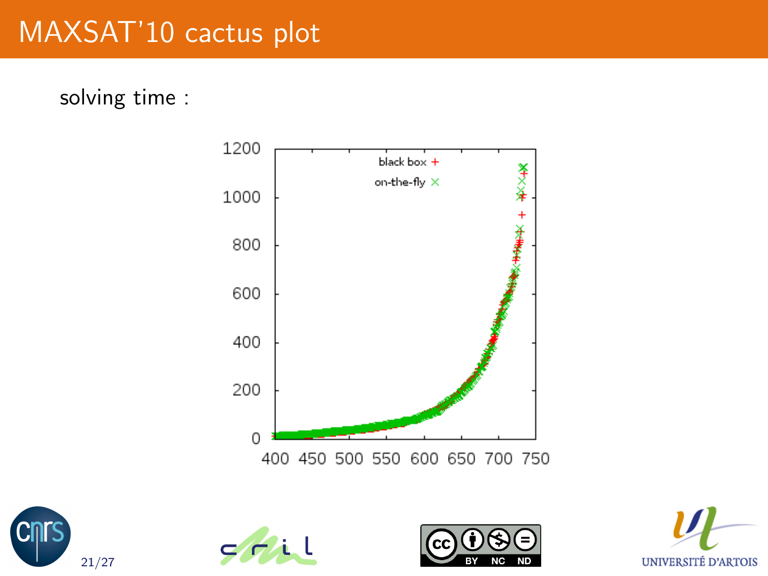# MAXSAT'10 cactus plot

solving time :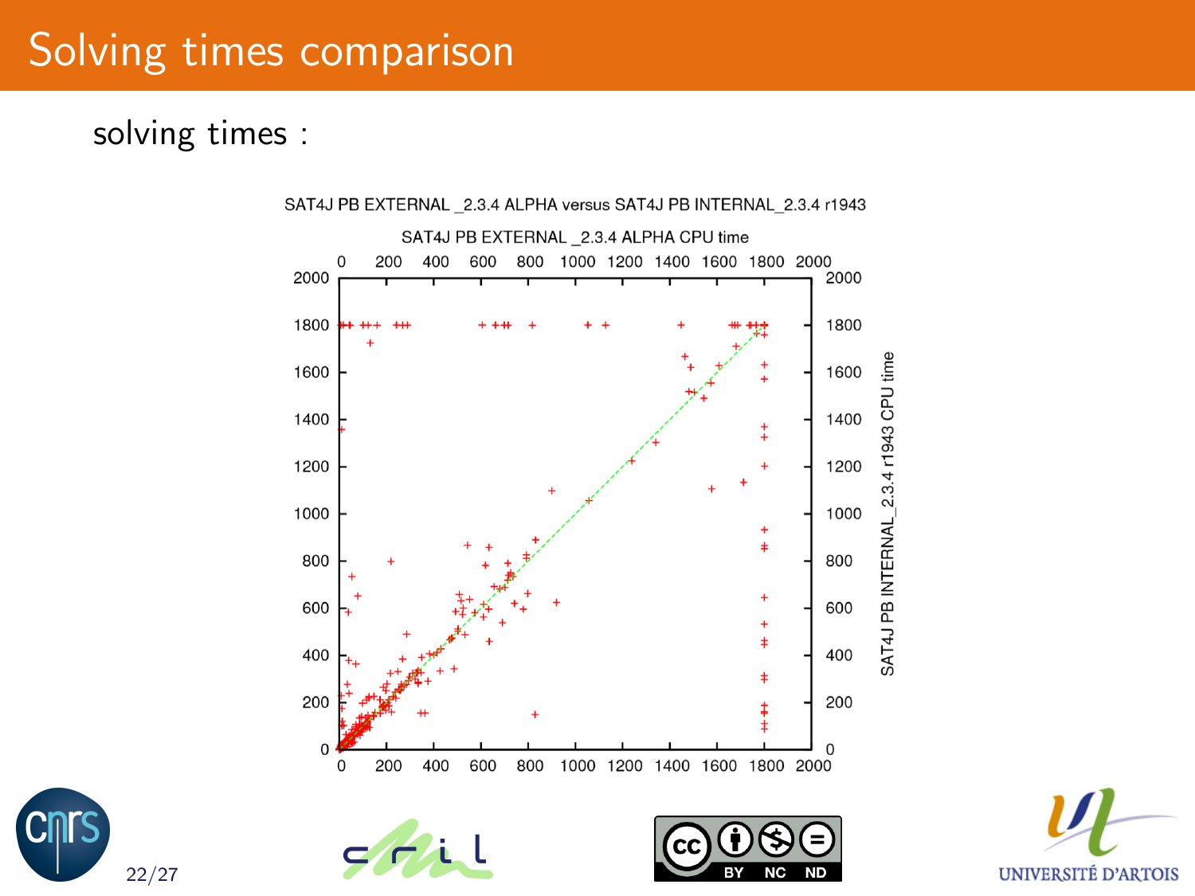# Solving times comparison

solving times :

SAT4J PB EXTERNAL _2.3.4 ALPHA versus SAT4J PB INTERNAL_2.3.4 r1943

SAT4J PB EXTERNAL _2.3.4 ALPHA CPU time

SAT4J PB INTERNAL_2.3.4 r1943 CPU time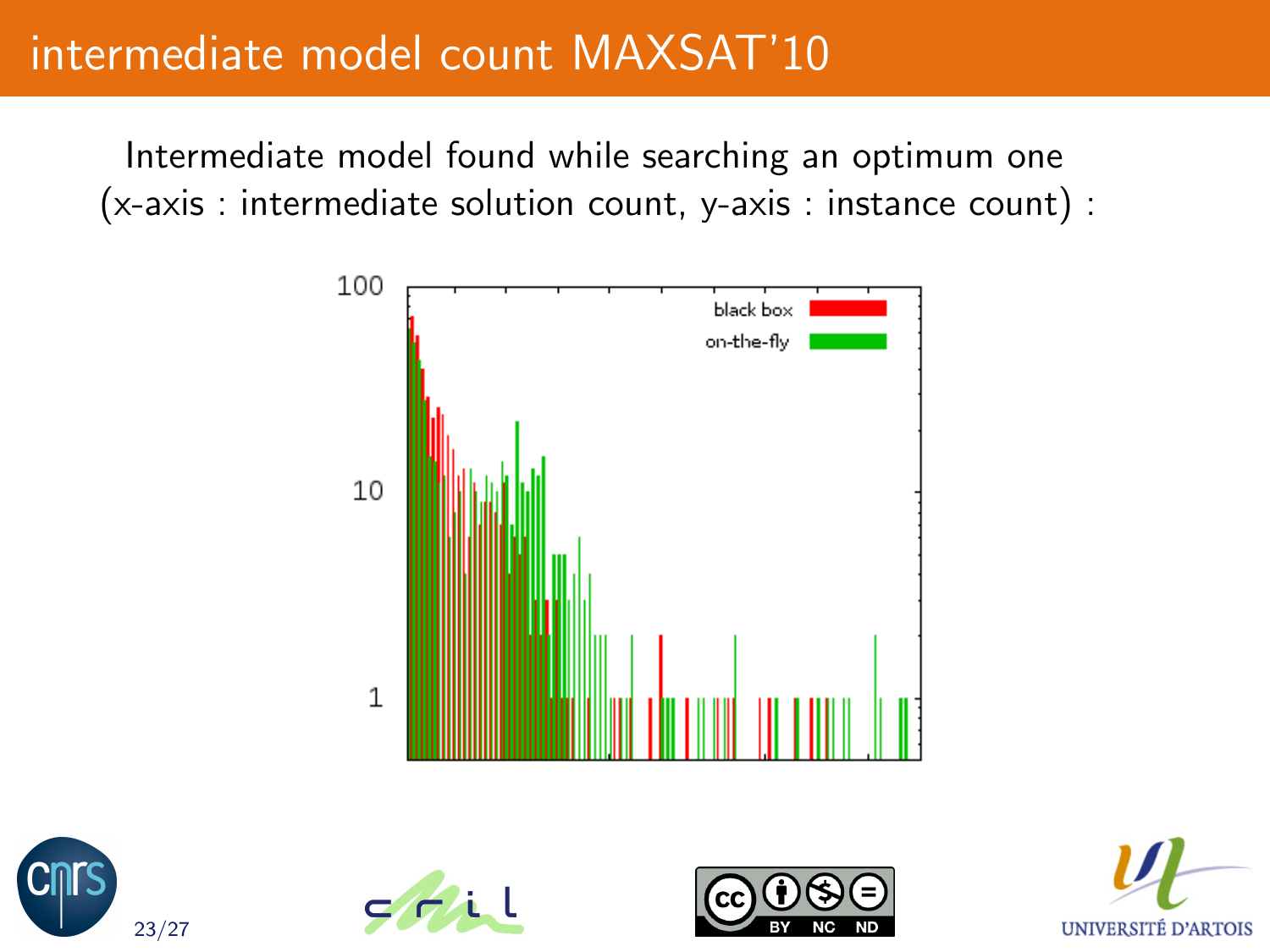# intermediate model count MAXSAT'10

Intermediate model found while searching an optimum one (x-axis : intermediate solution count, y-axis : instance count) :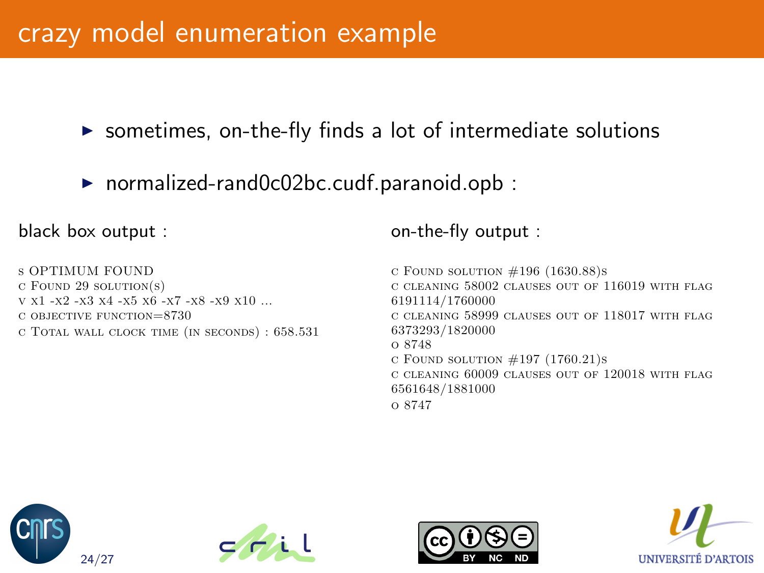# crazy model enumeration example

- sometimes, on-the-fly finds a lot of intermediate solutions
- normalized-rand0c02bc.cudf.paranoid.opb :

black box output :

```
s OPTIMUM FOUND
c Found 29 solution(s)
v x1 -x2 -x3 x4 -x5 x6 -x7 -x8 -x9 x10 ...
c objective function=8730
c Total wall clock time (in seconds) : 658.531
```

on-the-fly output :

```
c Found solution #196 (1630.88)s
c cleaning 58002 clauses out of 116019 with flag
6191114/1760000
c cleaning 58999 clauses out of 118017 with flag
6373293/1820000
o 8748
c Found solution #197 (1760.21)s
c cleaning 60009 clauses out of 120018 with flag
6561648/1881000
o 8747
```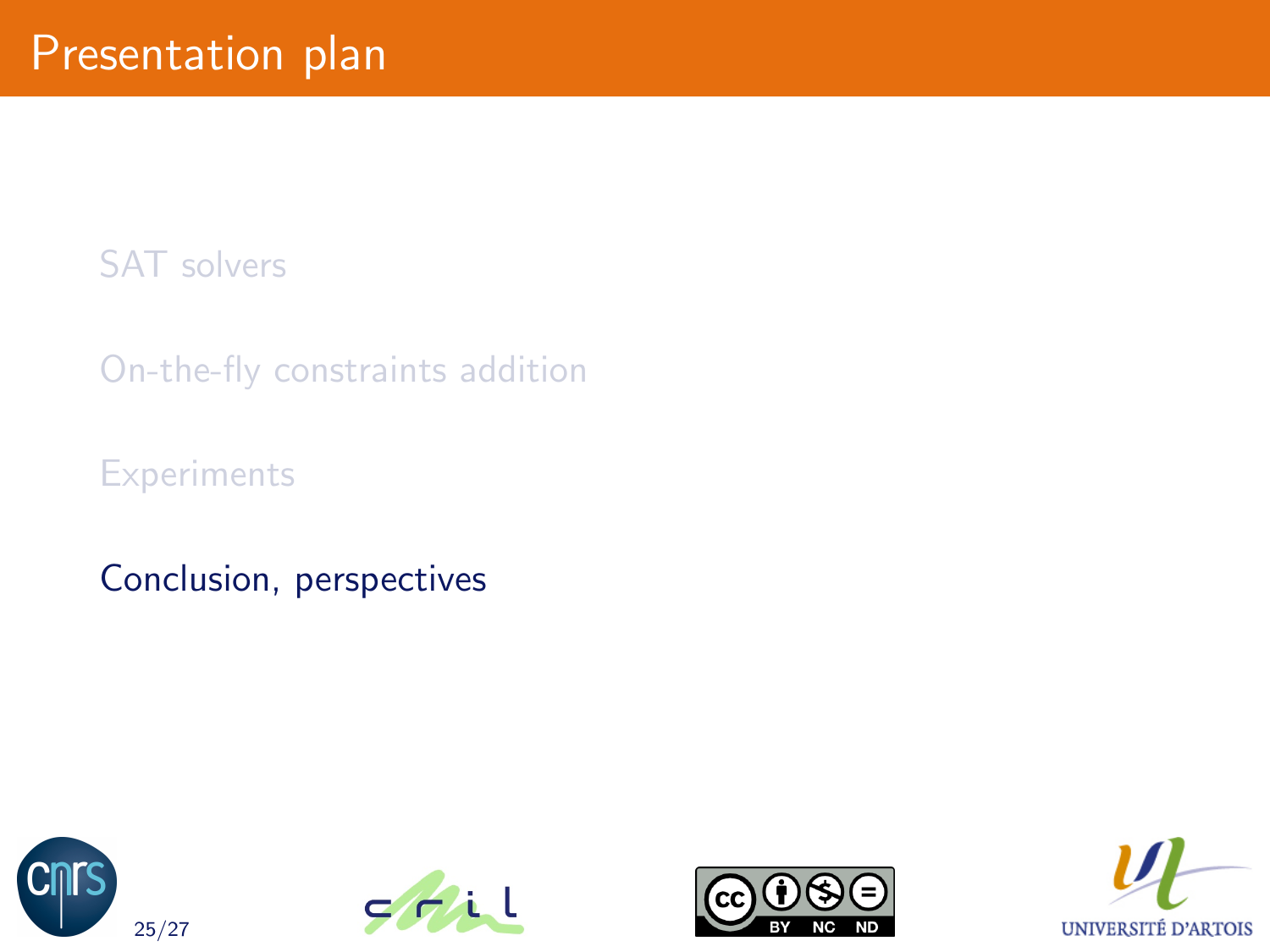# Presentation plan

- SAT solvers
- On-the-fly constraints addition
- Experiments
- Conclusion, perspectives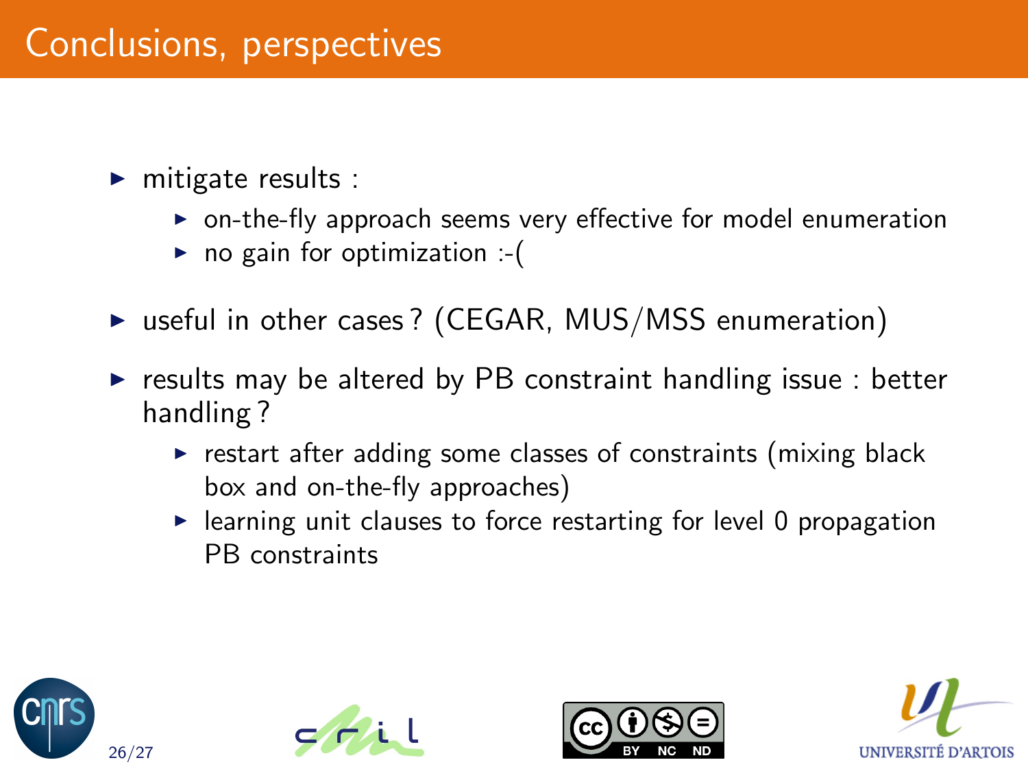# Conclusions, perspectives

- mitigate results :
  - on-the-fly approach seems very effective for model enumeration
  - no gain for optimization :-(
- useful in other cases ? (CEGAR, MUS/MSS enumeration)
- results may be altered by PB constraint handling issue : better handling ?
  - restart after adding some classes of constraints (mixing black box and on-the-fly approaches)
  - learning unit clauses to force restarting for level 0 propagation PB constraints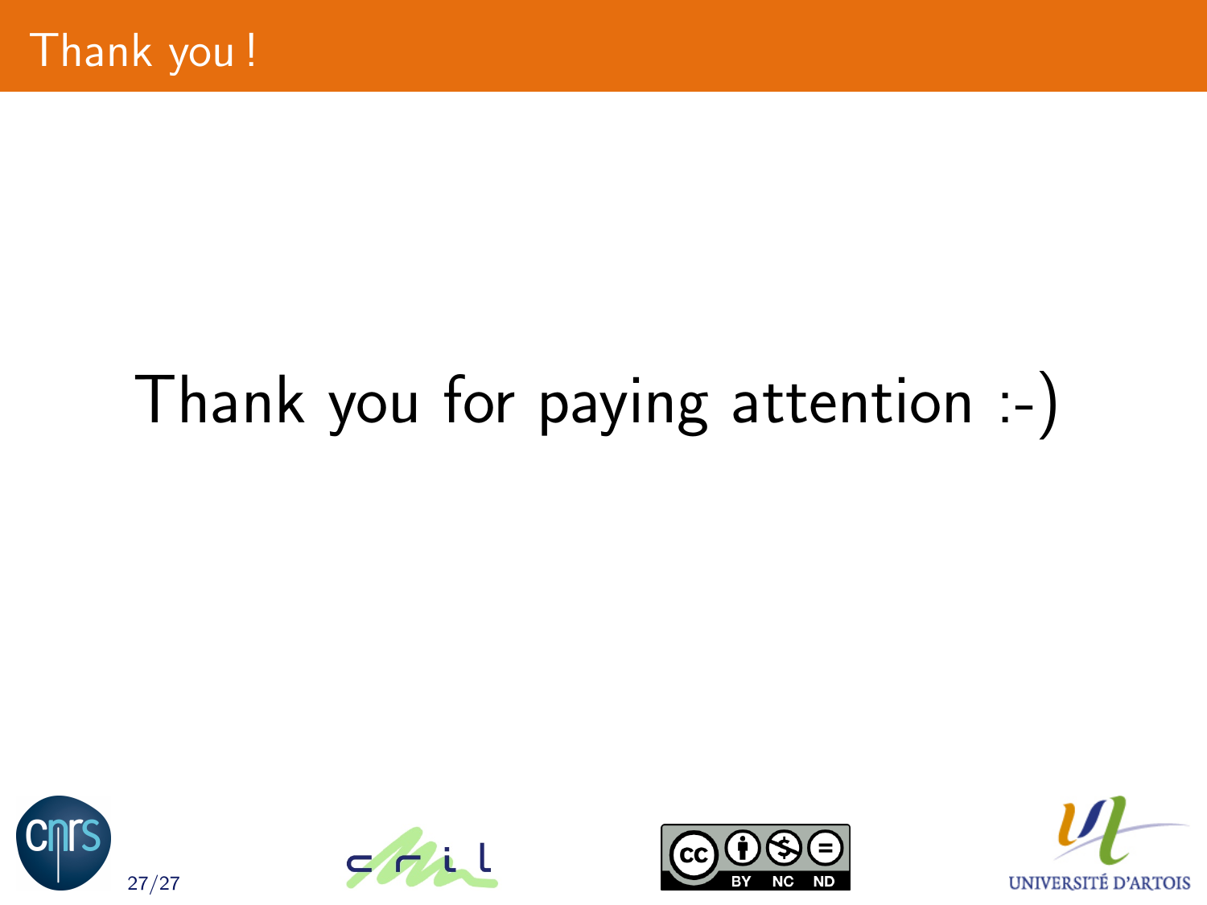# Thank you !

Thank you for paying attention :-)